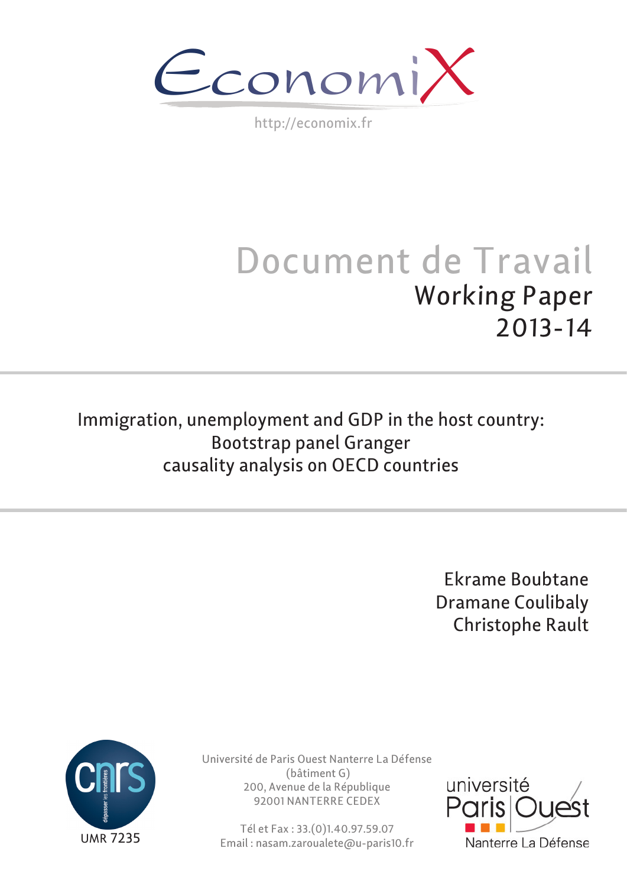EconomiX

http://economix.fr

# Document de Travail

## Working Paper 2013-14

# Immigration, unemployment and GDP in the host country: Bootstrap panel Granger causality analysis on OECD countries

Ekrame Boubtane
Dramane Coulibaly
Christophe Rault

UMR 7235

Université de Paris Ouest Nanterre La Défense
(bâtiment G)
200, Avenue de la République
92001 NANTERRE CEDEX

Tél et Fax : 33.(0)1.40.97.59.07
Email : nasam.zaroualete@u-paris10.fr

université Paris Ouest Nanterre La Défense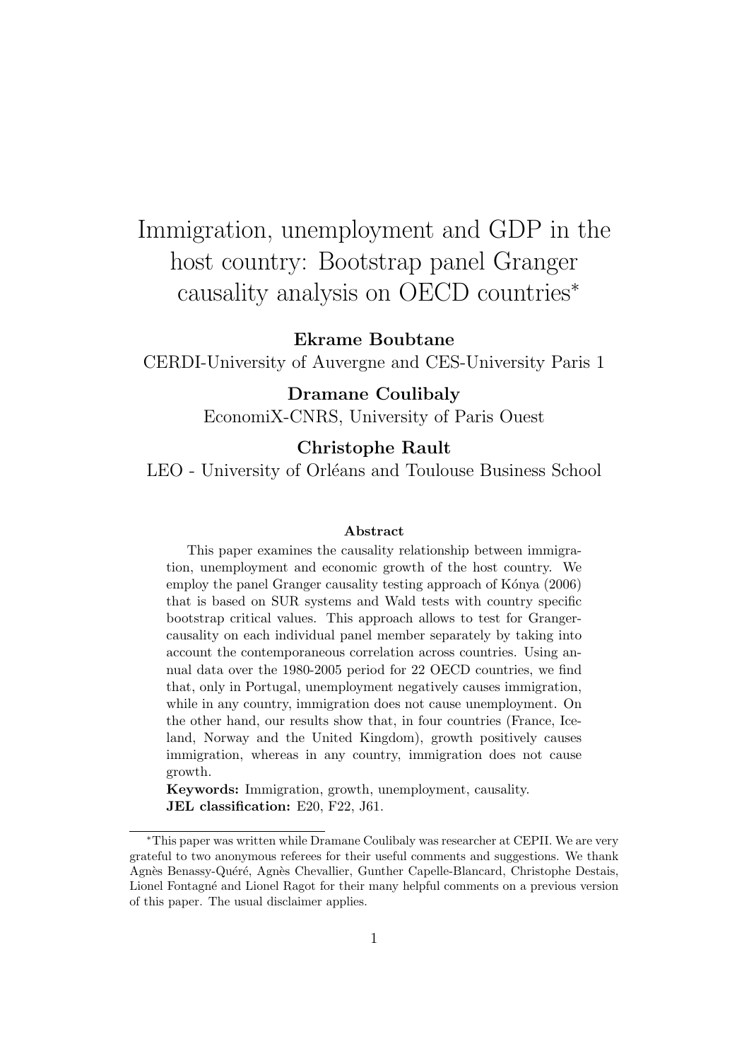# Immigration, unemployment and GDP in the host country: Bootstrap panel Granger causality analysis on OECD countries*

**Ekrame Boubtane**

CERDI-University of Auvergne and CES-University Paris 1

**Dramane Coulibaly**

EconomiX-CNRS, University of Paris Ouest

**Christophe Rault**

LEO - University of Orléans and Toulouse Business School

**Abstract**

This paper examines the causality relationship between immigration, unemployment and economic growth of the host country. We employ the panel Granger causality testing approach of Kónya (2006) that is based on SUR systems and Wald tests with country specific bootstrap critical values. This approach allows to test for Granger-causality on each individual panel member separately by taking into account the contemporaneous correlation across countries. Using annual data over the 1980-2005 period for 22 OECD countries, we find that, only in Portugal, unemployment negatively causes immigration, while in any country, immigration does not cause unemployment. On the other hand, our results show that, in four countries (France, Iceland, Norway and the United Kingdom), growth positively causes immigration, whereas in any country, immigration does not cause growth.

**Keywords:** Immigration, growth, unemployment, causality.
**JEL classification:** E20, F22, J61.

*This paper was written while Dramane Coulibaly was researcher at CEPII. We are very grateful to two anonymous referees for their useful comments and suggestions. We thank Agnès Benassy-Quéré, Agnès Chevallier, Gunther Capelle-Blancard, Christophe Destais, Lionel Fontagné and Lionel Ragot for their many helpful comments on a previous version of this paper. The usual disclaimer applies.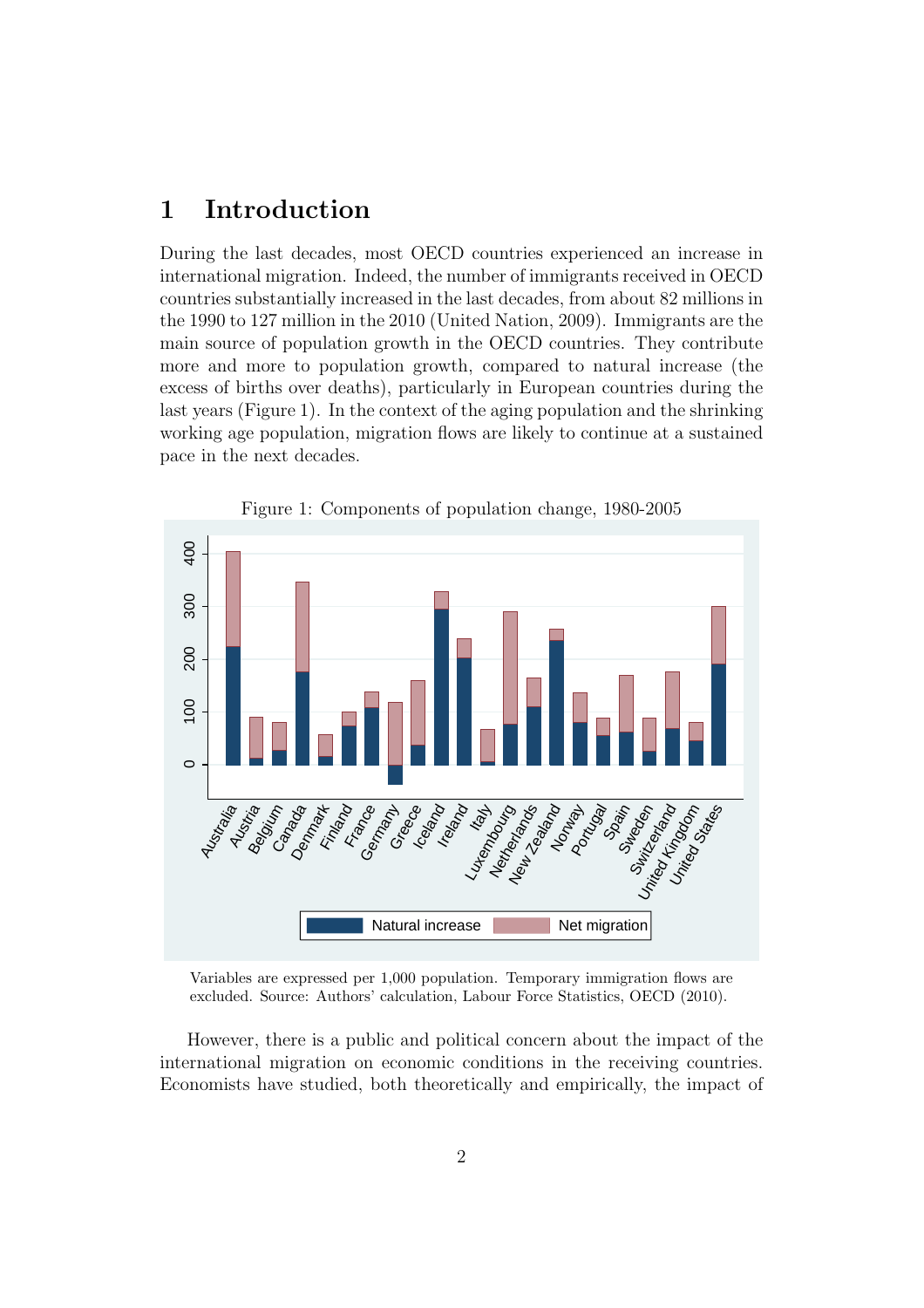# 1 Introduction

During the last decades, most OECD countries experienced an increase in international migration. Indeed, the number of immigrants received in OECD countries substantially increased in the last decades, from about 82 millions in the 1990 to 127 million in the 2010 (United Nation, 2009). Immigrants are the main source of population growth in the OECD countries. They contribute more and more to population growth, compared to natural increase (the excess of births over deaths), particularly in European countries during the last years (Figure 1). In the context of the aging population and the shrinking working age population, migration flows are likely to continue at a sustained pace in the next decades.

Figure 1: Components of population change, 1980-2005

Variables are expressed per 1,000 population. Temporary immigration flows are excluded. Source: Authors' calculation, Labour Force Statistics, OECD (2010).

However, there is a public and political concern about the impact of the international migration on economic conditions in the receiving countries. Economists have studied, both theoretically and empirically, the impact of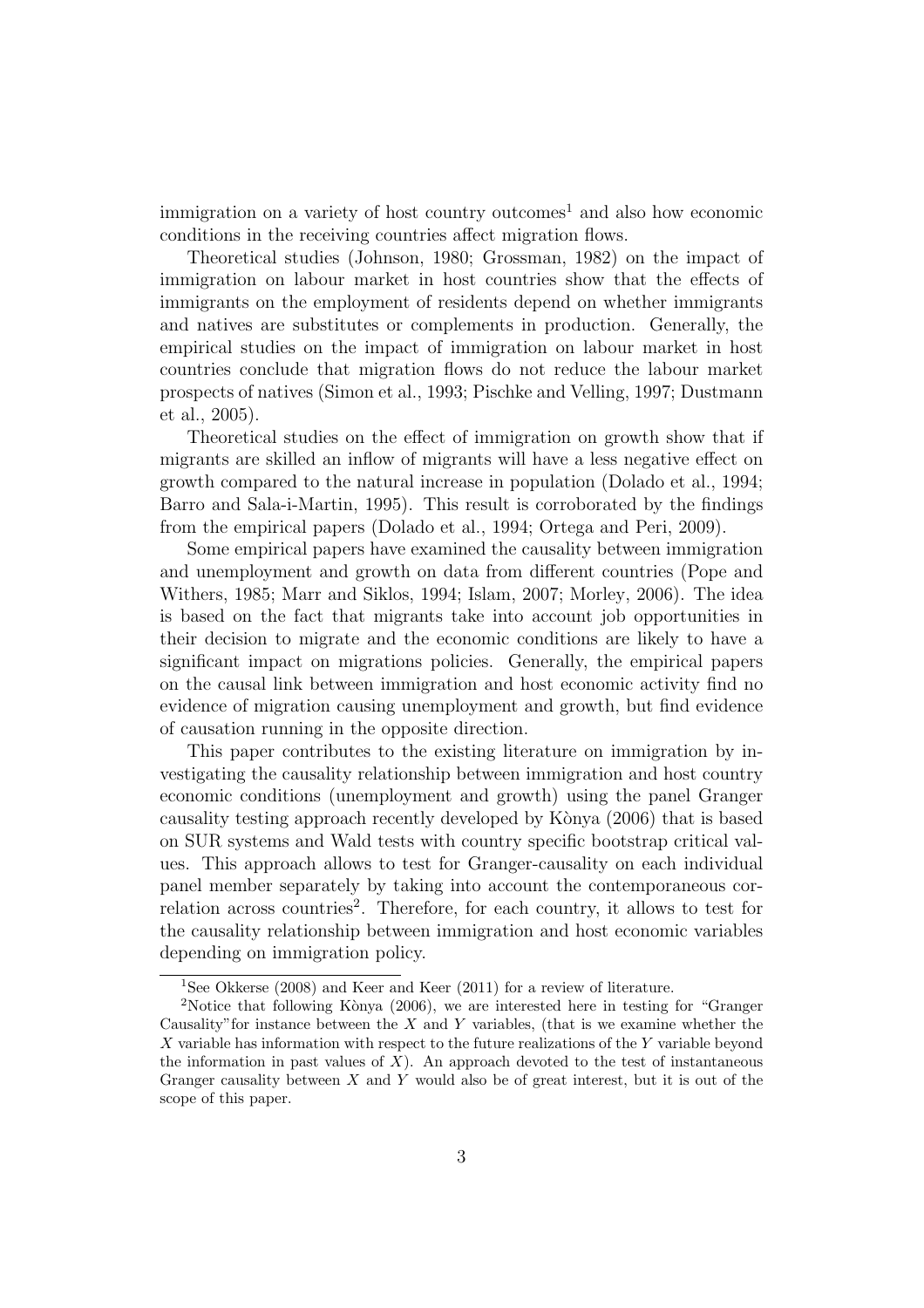immigration on a variety of host country outcomes[1] and also how economic conditions in the receiving countries affect migration flows.

Theoretical studies (Johnson, 1980; Grossman, 1982) on the impact of immigration on labour market in host countries show that the effects of immigrants on the employment of residents depend on whether immigrants and natives are substitutes or complements in production. Generally, the empirical studies on the impact of immigration on labour market in host countries conclude that migration flows do not reduce the labour market prospects of natives (Simon et al., 1993; Pischke and Velling, 1997; Dustmann et al., 2005).

Theoretical studies on the effect of immigration on growth show that if migrants are skilled an inflow of migrants will have a less negative effect on growth compared to the natural increase in population (Dolado et al., 1994; Barro and Sala-i-Martin, 1995). This result is corroborated by the findings from the empirical papers (Dolado et al., 1994; Ortega and Peri, 2009).

Some empirical papers have examined the causality between immigration and unemployment and growth on data from different countries (Pope and Withers, 1985; Marr and Siklos, 1994; Islam, 2007; Morley, 2006). The idea is based on the fact that migrants take into account job opportunities in their decision to migrate and the economic conditions are likely to have a significant impact on migrations policies. Generally, the empirical papers on the causal link between immigration and host economic activity find no evidence of migration causing unemployment and growth, but find evidence of causation running in the opposite direction.

This paper contributes to the existing literature on immigration by investigating the causality relationship between immigration and host country economic conditions (unemployment and growth) using the panel Granger causality testing approach recently developed by Kònya (2006) that is based on SUR systems and Wald tests with country specific bootstrap critical values. This approach allows to test for Granger-causality on each individual panel member separately by taking into account the contemporaneous correlation across countries[2]. Therefore, for each country, it allows to test for the causality relationship between immigration and host economic variables depending on immigration policy.

---

[1] See Okkerse (2008) and Keer and Keer (2011) for a review of literature.

[2] Notice that following Kònya (2006), we are interested here in testing for "Granger Causality" for instance between the $X$ and $Y$ variables, (that is we examine whether the $X$ variable has information with respect to the future realizations of the $Y$ variable beyond the information in past values of $X$). An approach devoted to the test of instantaneous Granger causality between $X$ and $Y$ would also be of great interest, but it is out of the scope of this paper.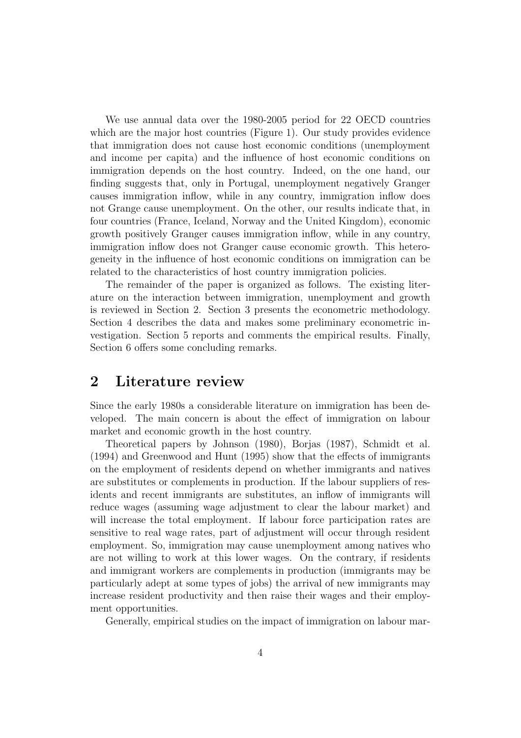We use annual data over the 1980-2005 period for 22 OECD countries which are the major host countries (Figure 1). Our study provides evidence that immigration does not cause host economic conditions (unemployment and income per capita) and the influence of host economic conditions on immigration depends on the host country. Indeed, on the one hand, our finding suggests that, only in Portugal, unemployment negatively Granger causes immigration inflow, while in any country, immigration inflow does not Grange cause unemployment. On the other, our results indicate that, in four countries (France, Iceland, Norway and the United Kingdom), economic growth positively Granger causes immigration inflow, while in any country, immigration inflow does not Granger cause economic growth. This heterogeneity in the influence of host economic conditions on immigration can be related to the characteristics of host country immigration policies.

The remainder of the paper is organized as follows. The existing literature on the interaction between immigration, unemployment and growth is reviewed in Section 2. Section 3 presents the econometric methodology. Section 4 describes the data and makes some preliminary econometric investigation. Section 5 reports and comments the empirical results. Finally, Section 6 offers some concluding remarks.

## 2 Literature review

Since the early 1980s a considerable literature on immigration has been developed. The main concern is about the effect of immigration on labour market and economic growth in the host country.

Theoretical papers by Johnson (1980), Borjas (1987), Schmidt et al. (1994) and Greenwood and Hunt (1995) show that the effects of immigrants on the employment of residents depend on whether immigrants and natives are substitutes or complements in production. If the labour suppliers of residents and recent immigrants are substitutes, an inflow of immigrants will reduce wages (assuming wage adjustment to clear the labour market) and will increase the total employment. If labour force participation rates are sensitive to real wage rates, part of adjustment will occur through resident employment. So, immigration may cause unemployment among natives who are not willing to work at this lower wages. On the contrary, if residents and immigrant workers are complements in production (immigrants may be particularly adept at some types of jobs) the arrival of new immigrants may increase resident productivity and then raise their wages and their employment opportunities.

Generally, empirical studies on the impact of immigration on labour mar-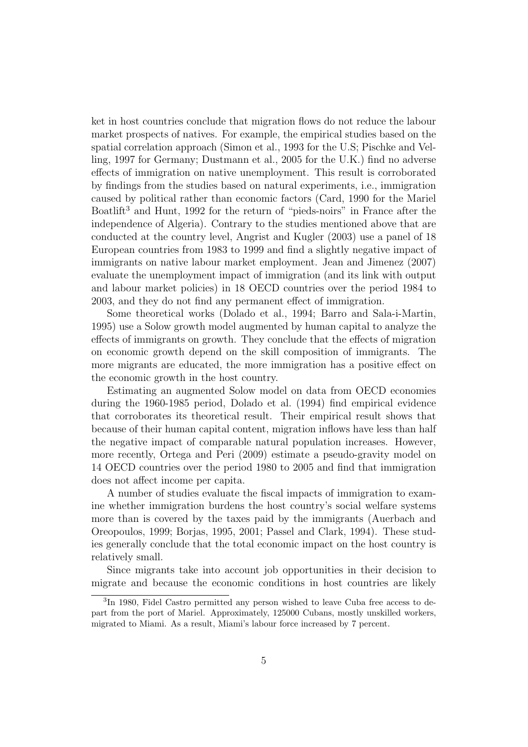ket in host countries conclude that migration flows do not reduce the labour market prospects of natives. For example, the empirical studies based on the spatial correlation approach (Simon et al., 1993 for the U.S; Pischke and Velling, 1997 for Germany; Dustmann et al., 2005 for the U.K.) find no adverse effects of immigration on native unemployment. This result is corroborated by findings from the studies based on natural experiments, i.e., immigration caused by political rather than economic factors (Card, 1990 for the Mariel Boatlift[3] and Hunt, 1992 for the return of "pieds-noirs" in France after the independence of Algeria). Contrary to the studies mentioned above that are conducted at the country level, Angrist and Kugler (2003) use a panel of 18 European countries from 1983 to 1999 and find a slightly negative impact of immigrants on native labour market employment. Jean and Jimenez (2007) evaluate the unemployment impact of immigration (and its link with output and labour market policies) in 18 OECD countries over the period 1984 to 2003, and they do not find any permanent effect of immigration.

Some theoretical works (Dolado et al., 1994; Barro and Sala-i-Martin, 1995) use a Solow growth model augmented by human capital to analyze the effects of immigrants on growth. They conclude that the effects of migration on economic growth depend on the skill composition of immigrants. The more migrants are educated, the more immigration has a positive effect on the economic growth in the host country.

Estimating an augmented Solow model on data from OECD economies during the 1960-1985 period, Dolado et al. (1994) find empirical evidence that corroborates its theoretical result. Their empirical result shows that because of their human capital content, migration inflows have less than half the negative impact of comparable natural population increases. However, more recently, Ortega and Peri (2009) estimate a pseudo-gravity model on 14 OECD countries over the period 1980 to 2005 and find that immigration does not affect income per capita.

A number of studies evaluate the fiscal impacts of immigration to examine whether immigration burdens the host country's social welfare systems more than is covered by the taxes paid by the immigrants (Auerbach and Oreopoulos, 1999; Borjas, 1995, 2001; Passel and Clark, 1994). These studies generally conclude that the total economic impact on the host country is relatively small.

Since migrants take into account job opportunities in their decision to migrate and because the economic conditions in host countries are likely

[3] In 1980, Fidel Castro permitted any person wished to leave Cuba free access to depart from the port of Mariel. Approximately, 125000 Cubans, mostly unskilled workers, migrated to Miami. As a result, Miami's labour force increased by 7 percent.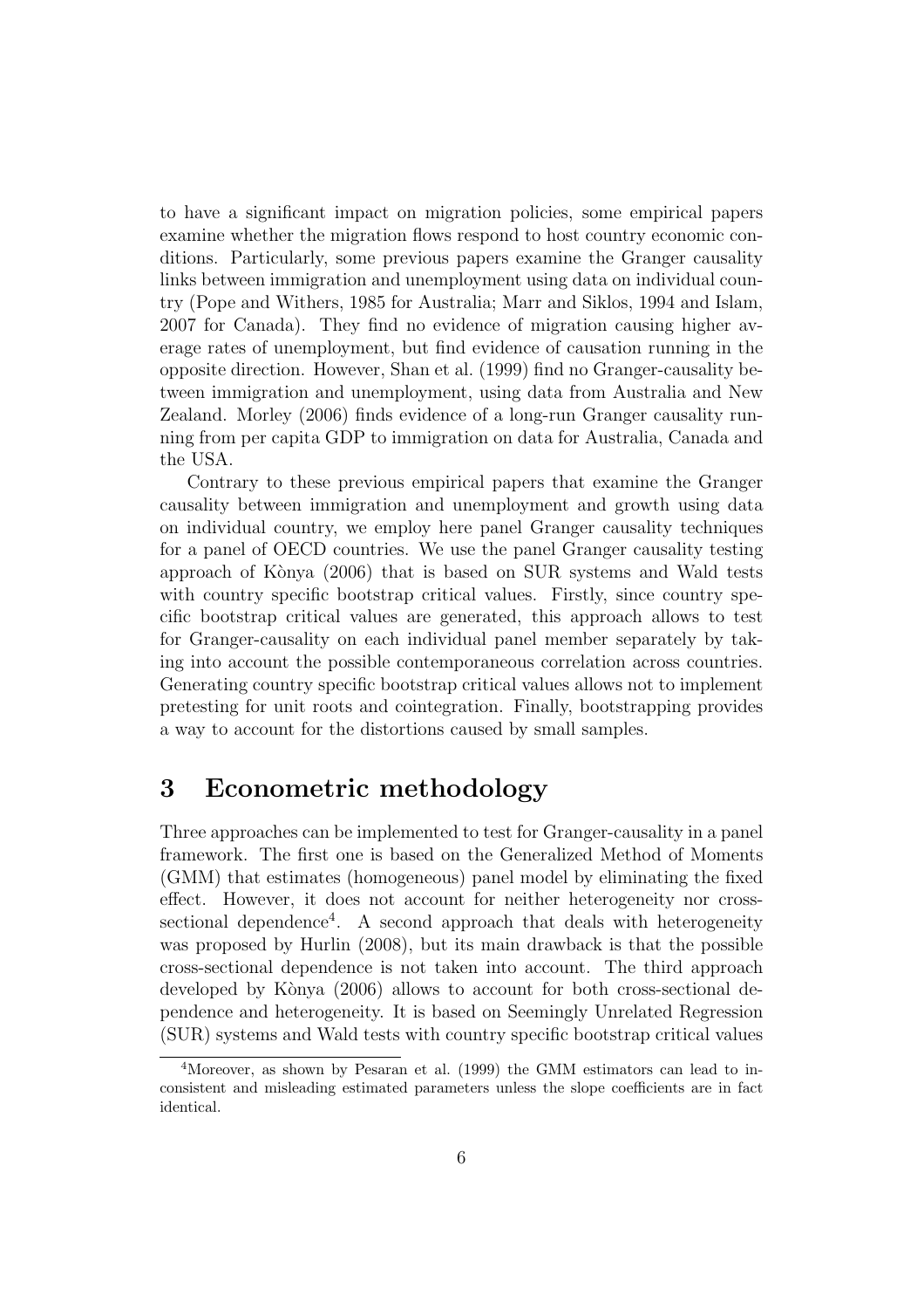to have a significant impact on migration policies, some empirical papers examine whether the migration flows respond to host country economic conditions. Particularly, some previous papers examine the Granger causality links between immigration and unemployment using data on individual country (Pope and Withers, 1985 for Australia; Marr and Siklos, 1994 and Islam, 2007 for Canada). They find no evidence of migration causing higher average rates of unemployment, but find evidence of causation running in the opposite direction. However, Shan et al. (1999) find no Granger-causality between immigration and unemployment, using data from Australia and New Zealand. Morley (2006) finds evidence of a long-run Granger causality running from per capita GDP to immigration on data for Australia, Canada and the USA.

Contrary to these previous empirical papers that examine the Granger causality between immigration and unemployment and growth using data on individual country, we employ here panel Granger causality techniques for a panel of OECD countries. We use the panel Granger causality testing approach of Kònya (2006) that is based on SUR systems and Wald tests with country specific bootstrap critical values. Firstly, since country specific bootstrap critical values are generated, this approach allows to test for Granger-causality on each individual panel member separately by taking into account the possible contemporaneous correlation across countries. Generating country specific bootstrap critical values allows not to implement pretesting for unit roots and cointegration. Finally, bootstrapping provides a way to account for the distortions caused by small samples.

## 3 Econometric methodology

Three approaches can be implemented to test for Granger-causality in a panel framework. The first one is based on the Generalized Method of Moments (GMM) that estimates (homogeneous) panel model by eliminating the fixed effect. However, it does not account for neither heterogeneity nor cross-sectional dependence[4]. A second approach that deals with heterogeneity was proposed by Hurlin (2008), but its main drawback is that the possible cross-sectional dependence is not taken into account. The third approach developed by Kònya (2006) allows to account for both cross-sectional dependence and heterogeneity. It is based on Seemingly Unrelated Regression (SUR) systems and Wald tests with country specific bootstrap critical values

[4]Moreover, as shown by Pesaran et al. (1999) the GMM estimators can lead to inconsistent and misleading estimated parameters unless the slope coefficients are in fact identical.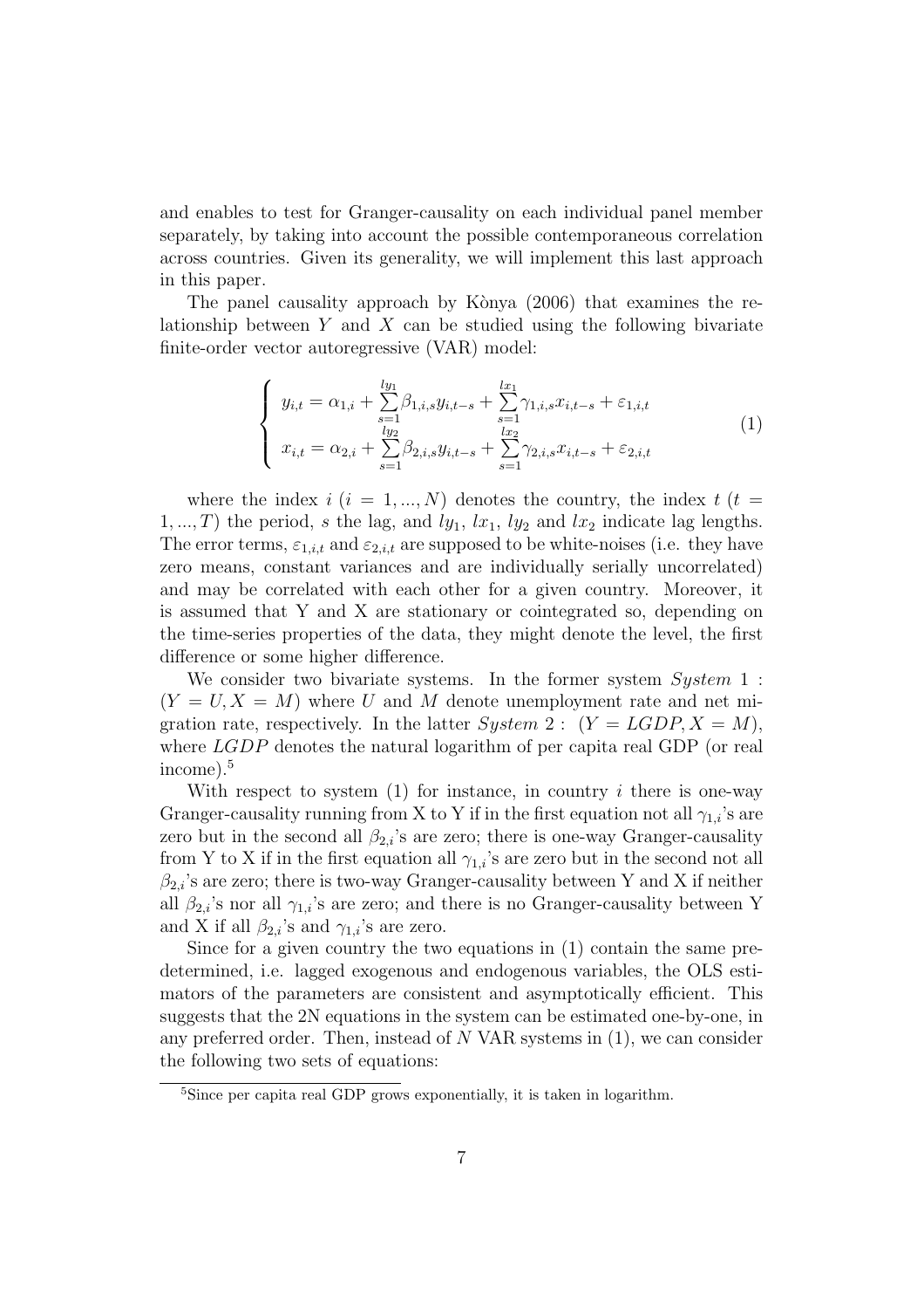and enables to test for Granger-causality on each individual panel member separately, by taking into account the possible contemporaneous correlation across countries. Given its generality, we will implement this last approach in this paper.

The panel causality approach by Kònya (2006) that examines the relationship between $Y$ and $X$ can be studied using the following bivariate finite-order vector autoregressive (VAR) model:

$$
\left\{
\begin{array}{l}
y_{i,t} = \alpha_{1,i} + \sum\limits_{s=1}^{ly_1} \beta_{1,i,s} y_{i,t-s} + \sum\limits_{s=1}^{lx_1} \gamma_{1,i,s} x_{i,t-s} + \varepsilon_{1,i,t} \\
x_{i,t} = \alpha_{2,i} + \sum\limits_{s=1}^{ly_2} \beta_{2,i,s} y_{i,t-s} + \sum\limits_{s=1}^{lx_2} \gamma_{2,i,s} x_{i,t-s} + \varepsilon_{2,i,t}
\end{array}
\right.
\tag{1}
$$

where the index $i$ ($i = 1, ..., N$) denotes the country, the index $t$ ($t = 1, ..., T$) the period, $s$ the lag, and $ly_1$, $lx_1$, $ly_2$ and $lx_2$ indicate lag lengths. The error terms, $\varepsilon_{1,i,t}$ and $\varepsilon_{2,i,t}$ are supposed to be white-noises (i.e. they have zero means, constant variances and are individually serially uncorrelated) and may be correlated with each other for a given country. Moreover, it is assumed that Y and X are stationary or cointegrated so, depending on the time-series properties of the data, they might denote the level, the first difference or some higher difference.

We consider two bivariate systems. In the former system $System\ 1:$ $(Y = U, X = M)$ where $U$ and $M$ denote unemployment rate and net migration rate, respectively. In the latter $System\ 2:$ $(Y = LGDP, X = M)$, where $LGDP$ denotes the natural logarithm of per capita real GDP (or real income).[5]

With respect to system (1) for instance, in country $i$ there is one-way Granger-causality running from X to Y if in the first equation not all $\gamma_{1,i}$'s are zero but in the second all $\beta_{2,i}$'s are zero; there is one-way Granger-causality from Y to X if in the first equation all $\gamma_{1,i}$'s are zero but in the second not all $\beta_{2,i}$'s are zero; there is two-way Granger-causality between Y and X if neither all $\beta_{2,i}$'s nor all $\gamma_{1,i}$'s are zero; and there is no Granger-causality between Y and X if all $\beta_{2,i}$'s and $\gamma_{1,i}$'s are zero.

Since for a given country the two equations in (1) contain the same predetermined, i.e. lagged exogenous and endogenous variables, the OLS estimators of the parameters are consistent and asymptotically efficient. This suggests that the 2N equations in the system can be estimated one-by-one, in any preferred order. Then, instead of $N$ VAR systems in (1), we can consider the following two sets of equations:

[5] Since per capita real GDP grows exponentially, it is taken in logarithm.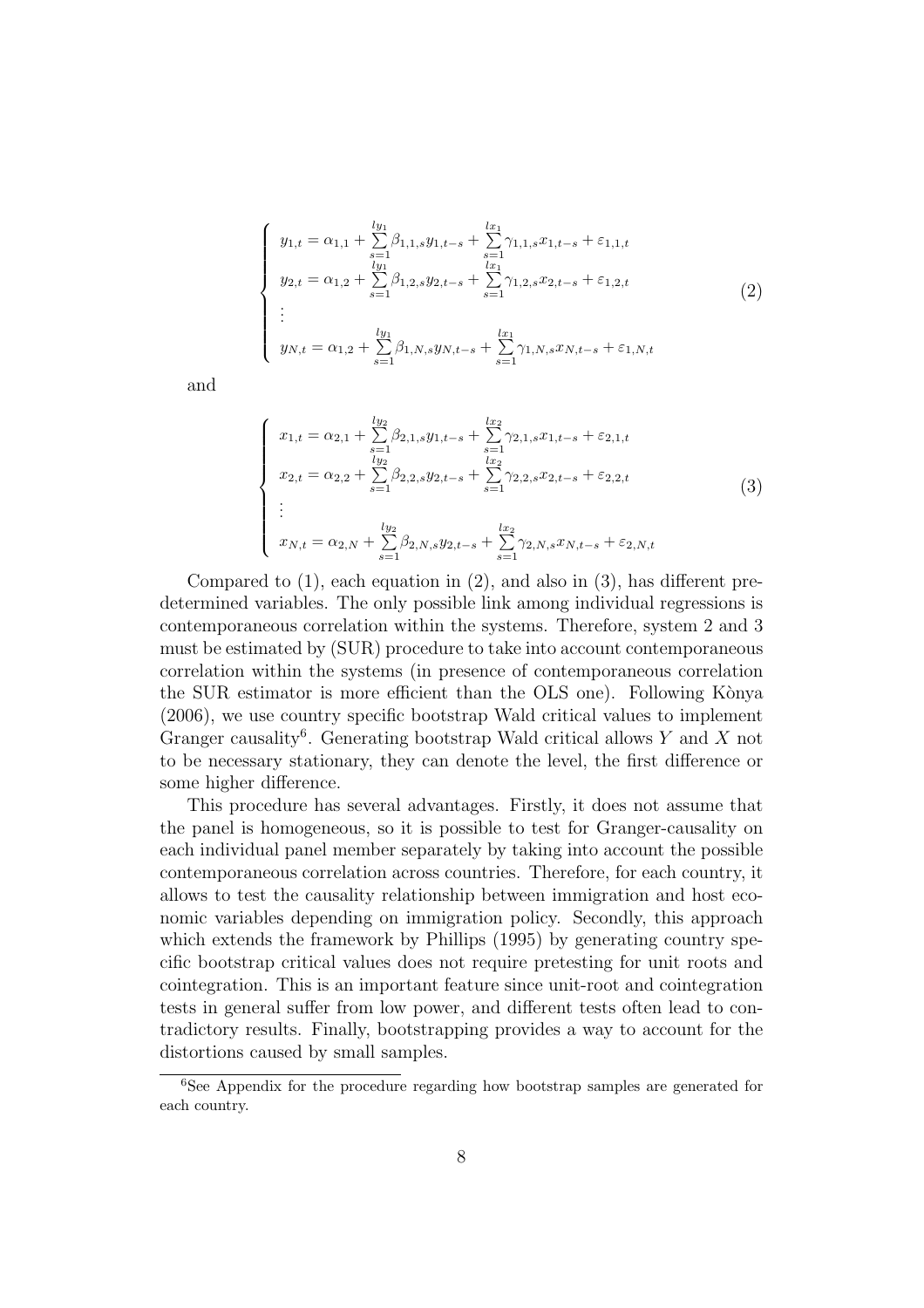$$
\left\{
\begin{array}{l}
y_{1,t} = \alpha_{1,1} + \sum\limits_{s=1}^{ly_1} \beta_{1,1,s} y_{1,t-s} + \sum\limits_{s=1}^{lx_1} \gamma_{1,1,s} x_{1,t-s} + \varepsilon_{1,1,t} \\
y_{2,t} = \alpha_{1,2} + \sum\limits_{s=1}^{ly_1} \beta_{1,2,s} y_{2,t-s} + \sum\limits_{s=1}^{lx_1} \gamma_{1,2,s} x_{2,t-s} + \varepsilon_{1,2,t} \\
\vdots \\
y_{N,t} = \alpha_{1,2} + \sum\limits_{s=1}^{ly_1} \beta_{1,N,s} y_{N,t-s} + \sum\limits_{s=1}^{lx_1} \gamma_{1,N,s} x_{N,t-s} + \varepsilon_{1,N,t}
\end{array}
\right.
\tag{2}
$$

and

$$
\left\{
\begin{array}{l}
x_{1,t} = \alpha_{2,1} + \sum\limits_{s=1}^{ly_2} \beta_{2,1,s} y_{1,t-s} + \sum\limits_{s=1}^{lx_2} \gamma_{2,1,s} x_{1,t-s} + \varepsilon_{2,1,t} \\
x_{2,t} = \alpha_{2,2} + \sum\limits_{s=1}^{ly_2} \beta_{2,2,s} y_{2,t-s} + \sum\limits_{s=1}^{lx_2} \gamma_{2,2,s} x_{2,t-s} + \varepsilon_{2,2,t} \\
\vdots \\
x_{N,t} = \alpha_{2,N} + \sum\limits_{s=1}^{ly_2} \beta_{2,N,s} y_{2,t-s} + \sum\limits_{s=1}^{lx_2} \gamma_{2,N,s} x_{N,t-s} + \varepsilon_{2,N,t}
\end{array}
\right.
\tag{3}
$$

Compared to (1), each equation in (2), and also in (3), has different predetermined variables. The only possible link among individual regressions is contemporaneous correlation within the systems. Therefore, system 2 and 3 must be estimated by (SUR) procedure to take into account contemporaneous correlation within the systems (in presence of contemporaneous correlation the SUR estimator is more efficient than the OLS one). Following Kònya (2006), we use country specific bootstrap Wald critical values to implement Granger causality[6]. Generating bootstrap Wald critical allows $Y$ and $X$ not to be necessary stationary, they can denote the level, the first difference or some higher difference.

This procedure has several advantages. Firstly, it does not assume that the panel is homogeneous, so it is possible to test for Granger-causality on each individual panel member separately by taking into account the possible contemporaneous correlation across countries. Therefore, for each country, it allows to test the causality relationship between immigration and host economic variables depending on immigration policy. Secondly, this approach which extends the framework by Phillips (1995) by generating country specific bootstrap critical values does not require pretesting for unit roots and cointegration. This is an important feature since unit-root and cointegration tests in general suffer from low power, and different tests often lead to contradictory results. Finally, bootstrapping provides a way to account for the distortions caused by small samples.

[6] See Appendix for the procedure regarding how bootstrap samples are generated for each country.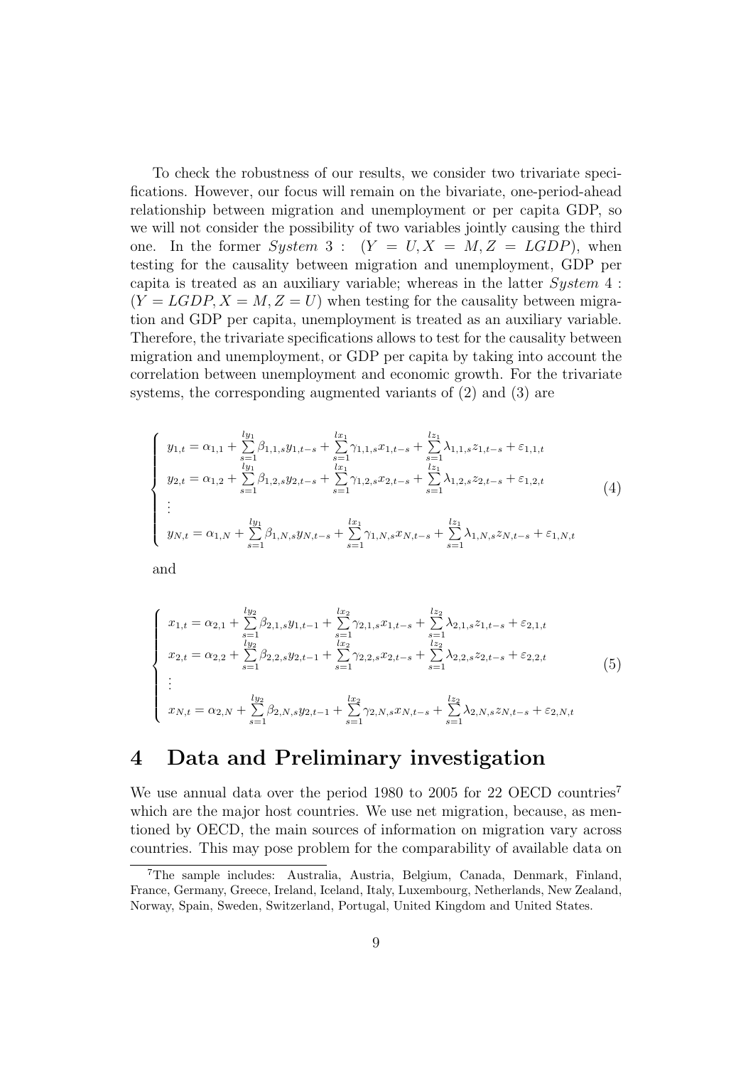To check the robustness of our results, we consider two trivariate specifications. However, our focus will remain on the bivariate, one-period-ahead relationship between migration and unemployment or per capita GDP, so we will not consider the possibility of two variables jointly causing the third one. In the former $System\ 3:\ (Y = U, X = M, Z = LGDP)$, when testing for the causality between migration and unemployment, GDP per capita is treated as an auxiliary variable; whereas in the latter $System\ 4:$ $(Y = LGDP, X = M, Z = U)$ when testing for the causality between migration and GDP per capita, unemployment is treated as an auxiliary variable. Therefore, the trivariate specifications allows to test for the causality between migration and unemployment, or GDP per capita by taking into account the correlation between unemployment and economic growth. For the trivariate systems, the corresponding augmented variants of (2) and (3) are

$$
\begin{cases}
y_{1,t} = \alpha_{1,1} + \sum\limits_{s=1}^{ly_1} \beta_{1,1,s} y_{1,t-s} + \sum\limits_{s=1}^{lx_1} \gamma_{1,1,s} x_{1,t-s} + \sum\limits_{s=1}^{lz_1} \lambda_{1,1,s} z_{1,t-s} + \varepsilon_{1,1,t} \\
y_{2,t} = \alpha_{1,2} + \sum\limits_{s=1}^{ly_1} \beta_{1,2,s} y_{2,t-s} + \sum\limits_{s=1}^{lx_1} \gamma_{1,2,s} x_{2,t-s} + \sum\limits_{s=1}^{lz_1} \lambda_{1,2,s} z_{2,t-s} + \varepsilon_{1,2,t} \\
\vdots \\
y_{N,t} = \alpha_{1,N} + \sum\limits_{s=1}^{ly_1} \beta_{1,N,s} y_{N,t-s} + \sum\limits_{s=1}^{lx_1} \gamma_{1,N,s} x_{N,t-s} + \sum\limits_{s=1}^{lz_1} \lambda_{1,N,s} z_{N,t-s} + \varepsilon_{1,N,t}
\end{cases}
\tag{4}
$$

and

$$
\begin{cases}
x_{1,t} = \alpha_{2,1} + \sum\limits_{s=1}^{ly_2} \beta_{2,1,s} y_{1,t-1} + \sum\limits_{s=1}^{lx_2} \gamma_{2,1,s} x_{1,t-s} + \sum\limits_{s=1}^{lz_2} \lambda_{2,1,s} z_{1,t-s} + \varepsilon_{2,1,t} \\
x_{2,t} = \alpha_{2,2} + \sum\limits_{s=1}^{ly_2} \beta_{2,2,s} y_{2,t-1} + \sum\limits_{s=1}^{lx_2} \gamma_{2,2,s} x_{2,t-s} + \sum\limits_{s=1}^{lz_2} \lambda_{2,2,s} z_{2,t-s} + \varepsilon_{2,2,t} \\
\vdots \\
x_{N,t} = \alpha_{2,N} + \sum\limits_{s=1}^{ly_2} \beta_{2,N,s} y_{2,t-1} + \sum\limits_{s=1}^{lx_2} \gamma_{2,N,s} x_{N,t-s} + \sum\limits_{s=1}^{lz_2} \lambda_{2,N,s} z_{N,t-s} + \varepsilon_{2,N,t}
\end{cases}
\tag{5}
$$

# 4 Data and Preliminary investigation

We use annual data over the period 1980 to 2005 for 22 OECD countries[7] which are the major host countries. We use net migration, because, as mentioned by OECD, the main sources of information on migration vary across countries. This may pose problem for the comparability of available data on

[7] The sample includes: Australia, Austria, Belgium, Canada, Denmark, Finland, France, Germany, Greece, Ireland, Iceland, Italy, Luxembourg, Netherlands, New Zealand, Norway, Spain, Sweden, Switzerland, Portugal, United Kingdom and United States.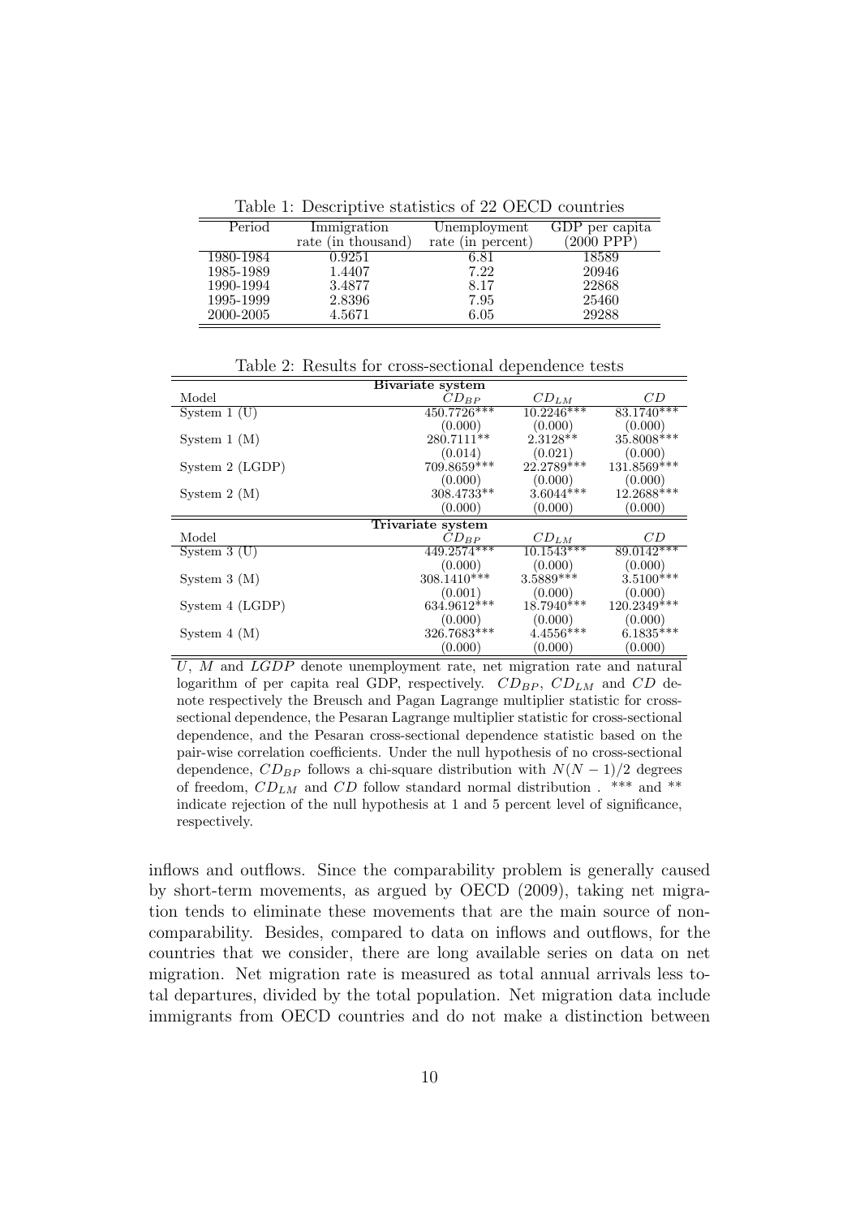Table 1: Descriptive statistics of 22 OECD countries

| Period | Immigration rate (in thousand) | Unemployment rate (in percent) | GDP per capita (2000 PPP) |
|---|---|---|---|
| 1980-1984 | 0.9251 | 6.81 | 18589 |
| 1985-1989 | 1.4407 | 7.22 | 20946 |
| 1990-1994 | 3.4877 | 8.17 | 22868 |
| 1995-1999 | 2.8396 | 7.95 | 25460 |
| 2000-2005 | 4.5671 | 6.05 | 29288 |

Table 2: Results for cross-sectional dependence tests

| **Bivariate system** | | | |
|---|---|---|---|
| Model | $CD_{BP}$ | $CD_{LM}$ | $CD$ |
| System 1 (U) | 450.7726*** | 10.2246*** | 83.1740*** |
| | (0.000) | (0.000) | (0.000) |
| System 1 (M) | 280.7111** | 2.3128** | 35.8008*** |
| | (0.014) | (0.021) | (0.000) |
| System 2 (LGDP) | 709.8659*** | 22.2789*** | 131.8569*** |
| | (0.000) | (0.000) | (0.000) |
| System 2 (M) | 308.4733** | 3.6044*** | 12.2688*** |
| | (0.000) | (0.000) | (0.000) |
| **Trivariate system** | | | |
| Model | $CD_{BP}$ | $CD_{LM}$ | $CD$ |
| System 3 (U) | 449.2574*** | 10.1543*** | 89.0142*** |
| | (0.000) | (0.000) | (0.000) |
| System 3 (M) | 308.1410*** | 3.5889*** | 3.5100*** |
| | (0.001) | (0.000) | (0.000) |
| System 4 (LGDP) | 634.9612*** | 18.7940*** | 120.2349*** |
| | (0.000) | (0.000) | (0.000) |
| System 4 (M) | 326.7683*** | 4.4556*** | 6.1835*** |
| | (0.000) | (0.000) | (0.000) |

$U$, $M$ and $LGDP$ denote unemployment rate, net migration rate and natural logarithm of per capita real GDP, respectively. $CD_{BP}$, $CD_{LM}$ and $CD$ denote respectively the Breusch and Pagan Lagrange multiplier statistic for cross-sectional dependence, the Pesaran Lagrange multiplier statistic for cross-sectional dependence, and the Pesaran cross-sectional dependence statistic based on the pair-wise correlation coefficients. Under the null hypothesis of no cross-sectional dependence, $CD_{BP}$ follows a chi-square distribution with $N(N-1)/2$ degrees of freedom, $CD_{LM}$ and $CD$ follow standard normal distribution . *** and ** indicate rejection of the null hypothesis at 1 and 5 percent level of significance, respectively.

inflows and outflows. Since the comparability problem is generally caused by short-term movements, as argued by OECD (2009), taking net migration tends to eliminate these movements that are the main source of non-comparability. Besides, compared to data on inflows and outflows, for the countries that we consider, there are long available series on data on net migration. Net migration rate is measured as total annual arrivals less total departures, divided by the total population. Net migration data include immigrants from OECD countries and do not make a distinction between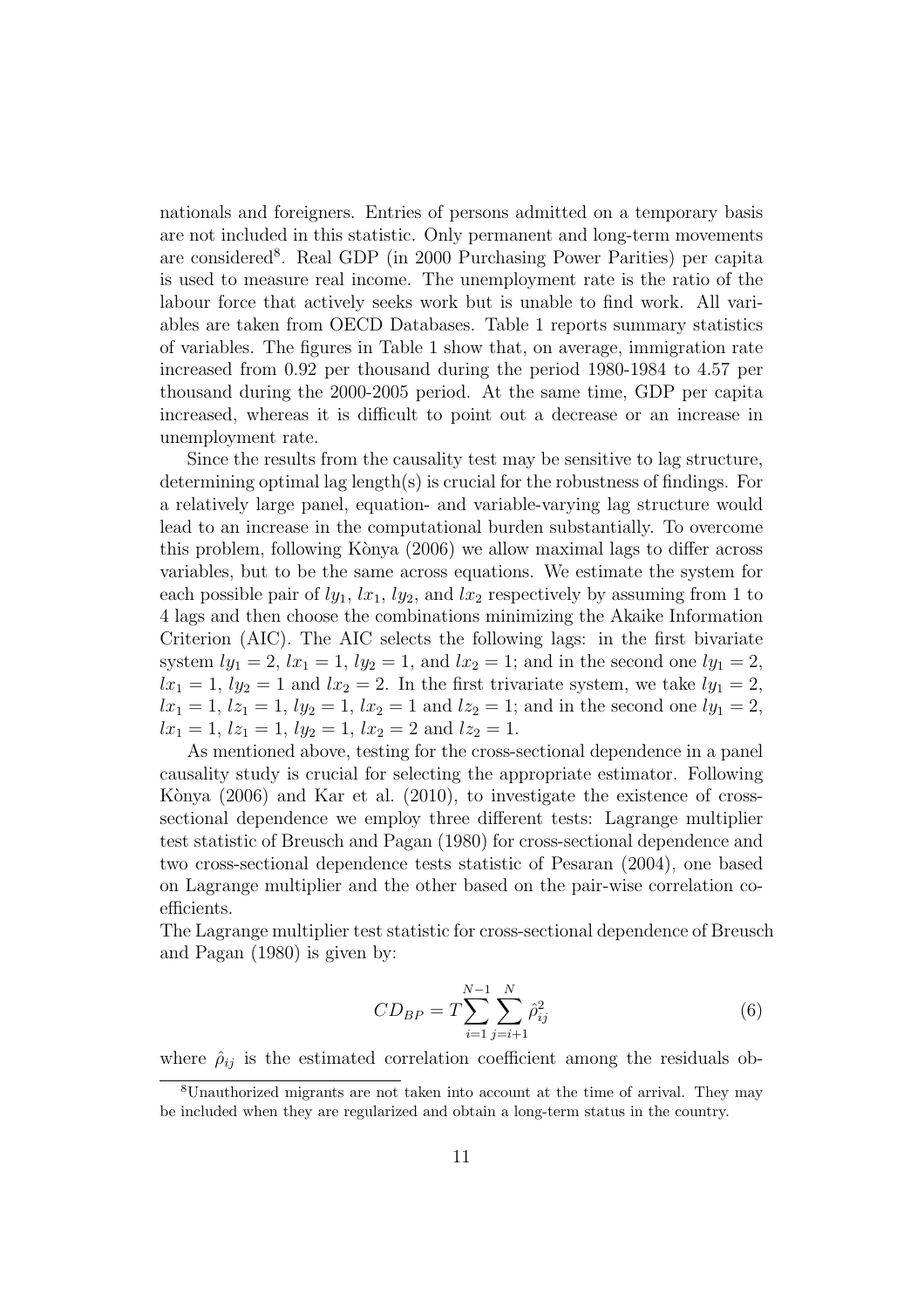nationals and foreigners. Entries of persons admitted on a temporary basis are not included in this statistic. Only permanent and long-term movements are considered[8]. Real GDP (in 2000 Purchasing Power Parities) per capita is used to measure real income. The unemployment rate is the ratio of the labour force that actively seeks work but is unable to find work. All variables are taken from OECD Databases. Table 1 reports summary statistics of variables. The figures in Table 1 show that, on average, immigration rate increased from 0.92 per thousand during the period 1980-1984 to 4.57 per thousand during the 2000-2005 period. At the same time, GDP per capita increased, whereas it is difficult to point out a decrease or an increase in unemployment rate.

Since the results from the causality test may be sensitive to lag structure, determining optimal lag length(s) is crucial for the robustness of findings. For a relatively large panel, equation- and variable-varying lag structure would lead to an increase in the computational burden substantially. To overcome this problem, following Kònya (2006) we allow maximal lags to differ across variables, but to be the same across equations. We estimate the system for each possible pair of $ly_1$, $lx_1$, $ly_2$, and $lx_2$ respectively by assuming from 1 to 4 lags and then choose the combinations minimizing the Akaike Information Criterion (AIC). The AIC selects the following lags: in the first bivariate system $ly_1 = 2$, $lx_1 = 1$, $ly_2 = 1$, and $lx_2 = 1$; and in the second one $ly_1 = 2$, $lx_1 = 1$, $ly_2 = 1$ and $lx_2 = 2$. In the first trivariate system, we take $ly_1 = 2$, $lx_1 = 1$, $lz_1 = 1$, $ly_2 = 1$, $lx_2 = 1$ and $lz_2 = 1$; and in the second one $ly_1 = 2$, $lx_1 = 1$, $lz_1 = 1$, $ly_2 = 1$, $lx_2 = 2$ and $lz_2 = 1$.

As mentioned above, testing for the cross-sectional dependence in a panel causality study is crucial for selecting the appropriate estimator. Following Kònya (2006) and Kar et al. (2010), to investigate the existence of cross-sectional dependence we employ three different tests: Lagrange multiplier test statistic of Breusch and Pagan (1980) for cross-sectional dependence and two cross-sectional dependence tests statistic of Pesaran (2004), one based on Lagrange multiplier and the other based on the pair-wise correlation coefficients.

The Lagrange multiplier test statistic for cross-sectional dependence of Breusch and Pagan (1980) is given by:

$$CD_{BP} = T\sum_{i=1}^{N-1}\sum_{j=i+1}^{N}\hat{\rho}_{ij}^2 \tag{6}$$

where $\hat{\rho}_{ij}$ is the estimated correlation coefficient among the residuals ob-

[8] Unauthorized migrants are not taken into account at the time of arrival. They may be included when they are regularized and obtain a long-term status in the country.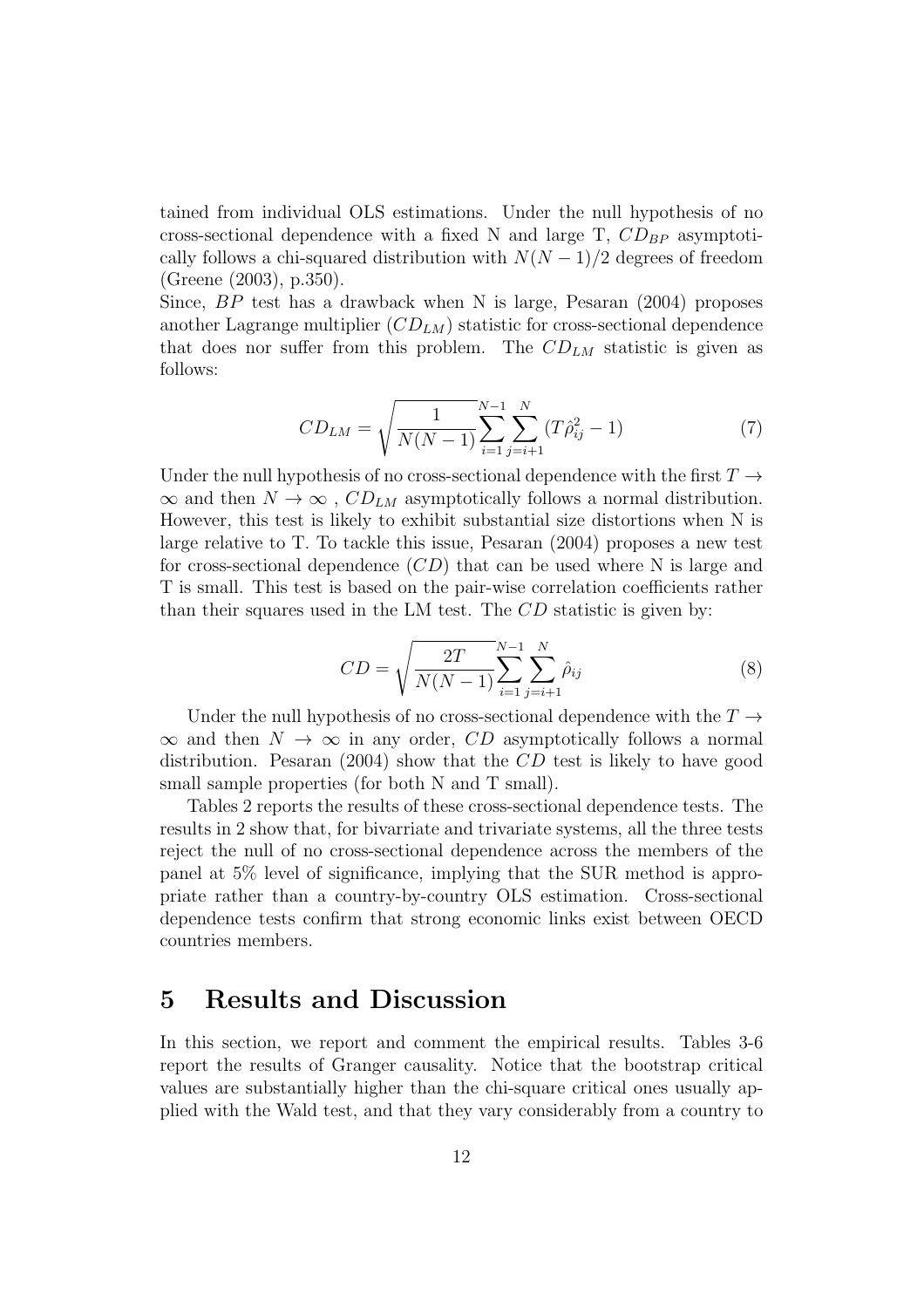tained from individual OLS estimations. Under the null hypothesis of no cross-sectional dependence with a fixed N and large T, $CD_{BP}$ asymptotically follows a chi-squared distribution with $N(N-1)/2$ degrees of freedom (Greene (2003), p.350).

Since, $BP$ test has a drawback when N is large, Pesaran (2004) proposes another Lagrange multiplier ($CD_{LM}$) statistic for cross-sectional dependence that does nor suffer from this problem. The $CD_{LM}$ statistic is given as follows:

$$CD_{LM} = \sqrt{\frac{1}{N(N-1)}} \sum_{i=1}^{N-1} \sum_{j=i+1}^{N} (T\hat{\rho}_{ij}^2 - 1) \tag{7}$$

Under the null hypothesis of no cross-sectional dependence with the first $T \rightarrow \infty$ and then $N \rightarrow \infty$ , $CD_{LM}$ asymptotically follows a normal distribution. However, this test is likely to exhibit substantial size distortions when N is large relative to T. To tackle this issue, Pesaran (2004) proposes a new test for cross-sectional dependence ($CD$) that can be used where N is large and T is small. This test is based on the pair-wise correlation coefficients rather than their squares used in the LM test. The $CD$ statistic is given by:

$$CD = \sqrt{\frac{2T}{N(N-1)}} \sum_{i=1}^{N-1} \sum_{j=i+1}^{N} \hat{\rho}_{ij} \tag{8}$$

Under the null hypothesis of no cross-sectional dependence with the $T \rightarrow \infty$ and then $N \rightarrow \infty$ in any order, $CD$ asymptotically follows a normal distribution. Pesaran (2004) show that the $CD$ test is likely to have good small sample properties (for both N and T small).

Tables 2 reports the results of these cross-sectional dependence tests. The results in 2 show that, for bivarriate and trivariate systems, all the three tests reject the null of no cross-sectional dependence across the members of the panel at 5% level of significance, implying that the SUR method is appropriate rather than a country-by-country OLS estimation. Cross-sectional dependence tests confirm that strong economic links exist between OECD countries members.

# 5 Results and Discussion

In this section, we report and comment the empirical results. Tables 3-6 report the results of Granger causality. Notice that the bootstrap critical values are substantially higher than the chi-square critical ones usually applied with the Wald test, and that they vary considerably from a country to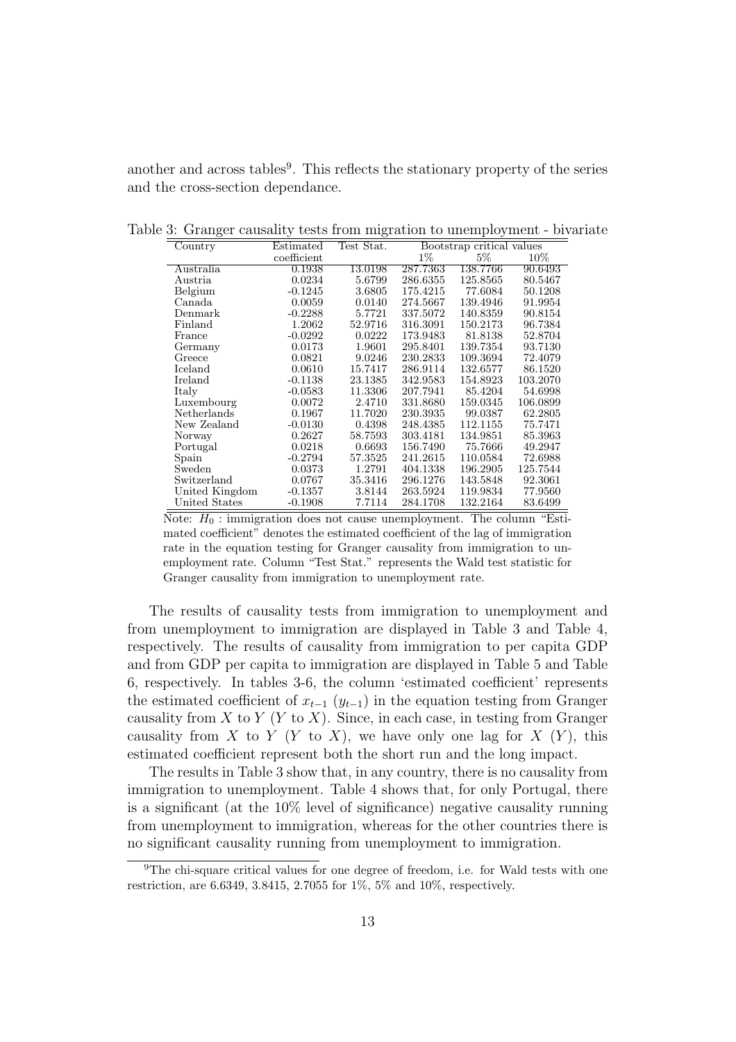another and across tables[9]. This reflects the stationary property of the series and the cross-section dependance.

Table 3: Granger causality tests from migration to unemployment - bivariate

| Country | Estimated coefficient | Test Stat. | Bootstrap critical values | | |
|---|---|---|---|---|---|
| | | | 1% | 5% | 10% |
| Australia | 0.1938 | 13.0198 | 287.7363 | 138.7766 | 90.6493 |
| Austria | 0.0234 | 5.6799 | 286.6355 | 125.8565 | 80.5467 |
| Belgium | -0.1245 | 3.6805 | 175.4215 | 77.6084 | 50.1208 |
| Canada | 0.0059 | 0.0140 | 274.5667 | 139.4946 | 91.9954 |
| Denmark | -0.2288 | 5.7721 | 337.5072 | 140.8359 | 90.8154 |
| Finland | 1.2062 | 52.9716 | 316.3091 | 150.2173 | 96.7384 |
| France | -0.0292 | 0.0222 | 173.9483 | 81.8138 | 52.8704 |
| Germany | 0.0173 | 1.9601 | 295.8401 | 139.7354 | 93.7130 |
| Greece | 0.0821 | 9.0246 | 230.2833 | 109.3694 | 72.4079 |
| Iceland | 0.0610 | 15.7417 | 286.9114 | 132.6577 | 86.1520 |
| Ireland | -0.1138 | 23.1385 | 342.9583 | 154.8923 | 103.2070 |
| Italy | -0.0583 | 11.3306 | 207.7941 | 85.4204 | 54.6998 |
| Luxembourg | 0.0072 | 2.4710 | 331.8680 | 159.0345 | 106.0899 |
| Netherlands | 0.1967 | 11.7020 | 230.3935 | 99.0387 | 62.2805 |
| New Zealand | -0.0130 | 0.4398 | 248.4385 | 112.1155 | 75.7471 |
| Norway | 0.2627 | 58.7593 | 303.4181 | 134.9851 | 85.3963 |
| Portugal | 0.0218 | 0.6693 | 156.7490 | 75.7666 | 49.2947 |
| Spain | -0.2794 | 57.3525 | 241.2615 | 110.0584 | 72.6988 |
| Sweden | 0.0373 | 1.2791 | 404.1338 | 196.2905 | 125.7544 |
| Switzerland | 0.0767 | 35.3416 | 296.1276 | 143.5848 | 92.3061 |
| United Kingdom | -0.1357 | 3.8144 | 263.5924 | 119.9834 | 77.9560 |
| United States | -0.1908 | 7.7114 | 284.1708 | 132.2164 | 83.6499 |

Note: $H_0$ : immigration does not cause unemployment. The column "Estimated coefficient" denotes the estimated coefficient of the lag of immigration rate in the equation testing for Granger causality from immigration to unemployment rate. Column "Test Stat." represents the Wald test statistic for Granger causality from immigration to unemployment rate.

The results of causality tests from immigration to unemployment and from unemployment to immigration are displayed in Table 3 and Table 4, respectively. The results of causality from immigration to per capita GDP and from GDP per capita to immigration are displayed in Table 5 and Table 6, respectively. In tables 3-6, the column 'estimated coefficient' represents the estimated coefficient of $x_{t-1}$ ($y_{t-1}$) in the equation testing from Granger causality from $X$ to $Y$ ($Y$ to $X$). Since, in each case, in testing from Granger causality from $X$ to $Y$ ($Y$ to $X$), we have only one lag for $X$ ($Y$), this estimated coefficient represent both the short run and the long impact.

The results in Table 3 show that, in any country, there is no causality from immigration to unemployment. Table 4 shows that, for only Portugal, there is a significant (at the 10% level of significance) negative causality running from unemployment to immigration, whereas for the other countries there is no significant causality running from unemployment to immigration.

[9] The chi-square critical values for one degree of freedom, i.e. for Wald tests with one restriction, are 6.6349, 3.8415, 2.7055 for 1%, 5% and 10%, respectively.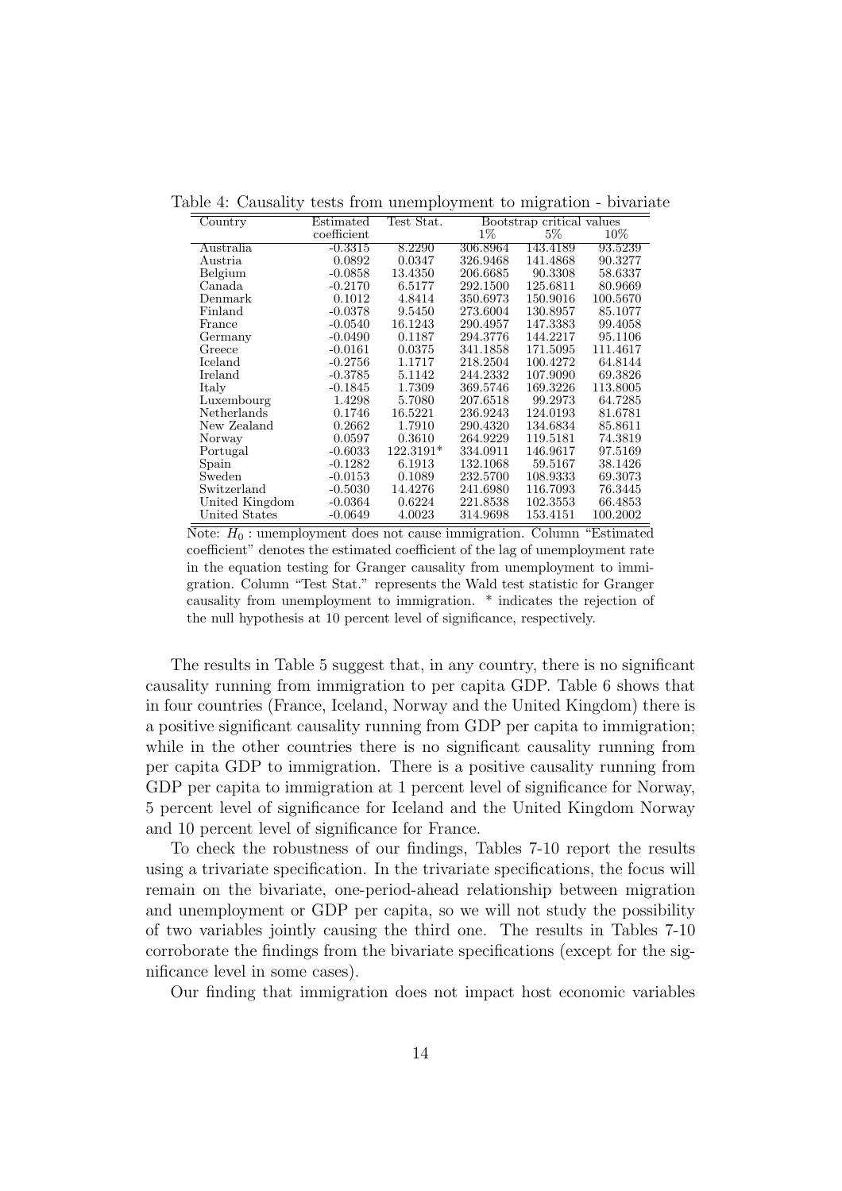Table 4: Causality tests from unemployment to migration - bivariate

| Country | Estimated coefficient | Test Stat. | Bootstrap critical values 1% | 5% | 10% |
|---|---|---|---|---|---|
| Australia | -0.3315 | 8.2290 | 306.8964 | 143.4189 | 93.5239 |
| Austria | 0.0892 | 0.0347 | 326.9468 | 141.4868 | 90.3277 |
| Belgium | -0.0858 | 13.4350 | 206.6685 | 90.3308 | 58.6337 |
| Canada | -0.2170 | 6.5177 | 292.1500 | 125.6811 | 80.9669 |
| Denmark | 0.1012 | 4.8414 | 350.6973 | 150.9016 | 100.5670 |
| Finland | -0.0378 | 9.5450 | 273.6004 | 130.8957 | 85.1077 |
| France | -0.0540 | 16.1243 | 290.4957 | 147.3383 | 99.4058 |
| Germany | -0.0490 | 0.1187 | 294.3776 | 144.2217 | 95.1106 |
| Greece | -0.0161 | 0.0375 | 341.1858 | 171.5095 | 111.4617 |
| Iceland | -0.2756 | 1.1717 | 218.2504 | 100.4272 | 64.8144 |
| Ireland | -0.3785 | 5.1142 | 244.2332 | 107.9090 | 69.3826 |
| Italy | -0.1845 | 1.7309 | 369.5746 | 169.3226 | 113.8005 |
| Luxembourg | 1.4298 | 5.7080 | 207.6518 | 99.2973 | 64.7285 |
| Netherlands | 0.1746 | 16.5221 | 236.9243 | 124.0193 | 81.6781 |
| New Zealand | 0.2662 | 1.7910 | 290.4320 | 134.6834 | 85.8611 |
| Norway | 0.0597 | 0.3610 | 264.9229 | 119.5181 | 74.3819 |
| Portugal | -0.6033 | 122.3191* | 334.0911 | 146.9617 | 97.5169 |
| Spain | -0.1282 | 6.1913 | 132.1068 | 59.5167 | 38.1426 |
| Sweden | -0.0153 | 0.1089 | 232.5700 | 108.9333 | 69.3073 |
| Switzerland | -0.5030 | 14.4276 | 241.6980 | 116.7093 | 76.3445 |
| United Kingdom | -0.0364 | 0.6224 | 221.8538 | 102.3553 | 66.4853 |
| United States | -0.0649 | 4.0023 | 314.9698 | 153.4151 | 100.2002 |

Note: $H_0$ : unemployment does not cause immigration. Column "Estimated coefficient" denotes the estimated coefficient of the lag of unemployment rate in the equation testing for Granger causality from unemployment to immigration. Column "Test Stat." represents the Wald test statistic for Granger causality from unemployment to immigration. * indicates the rejection of the null hypothesis at 10 percent level of significance, respectively.

The results in Table 5 suggest that, in any country, there is no significant causality running from immigration to per capita GDP. Table 6 shows that in four countries (France, Iceland, Norway and the United Kingdom) there is a positive significant causality running from GDP per capita to immigration; while in the other countries there is no significant causality running from per capita GDP to immigration. There is a positive causality running from GDP per capita to immigration at 1 percent level of significance for Norway, 5 percent level of significance for Iceland and the United Kingdom Norway and 10 percent level of significance for France.

To check the robustness of our findings, Tables 7-10 report the results using a trivariate specification. In the trivariate specifications, the focus will remain on the bivariate, one-period-ahead relationship between migration and unemployment or GDP per capita, so we will not study the possibility of two variables jointly causing the third one. The results in Tables 7-10 corroborate the findings from the bivariate specifications (except for the significance level in some cases).

Our finding that immigration does not impact host economic variables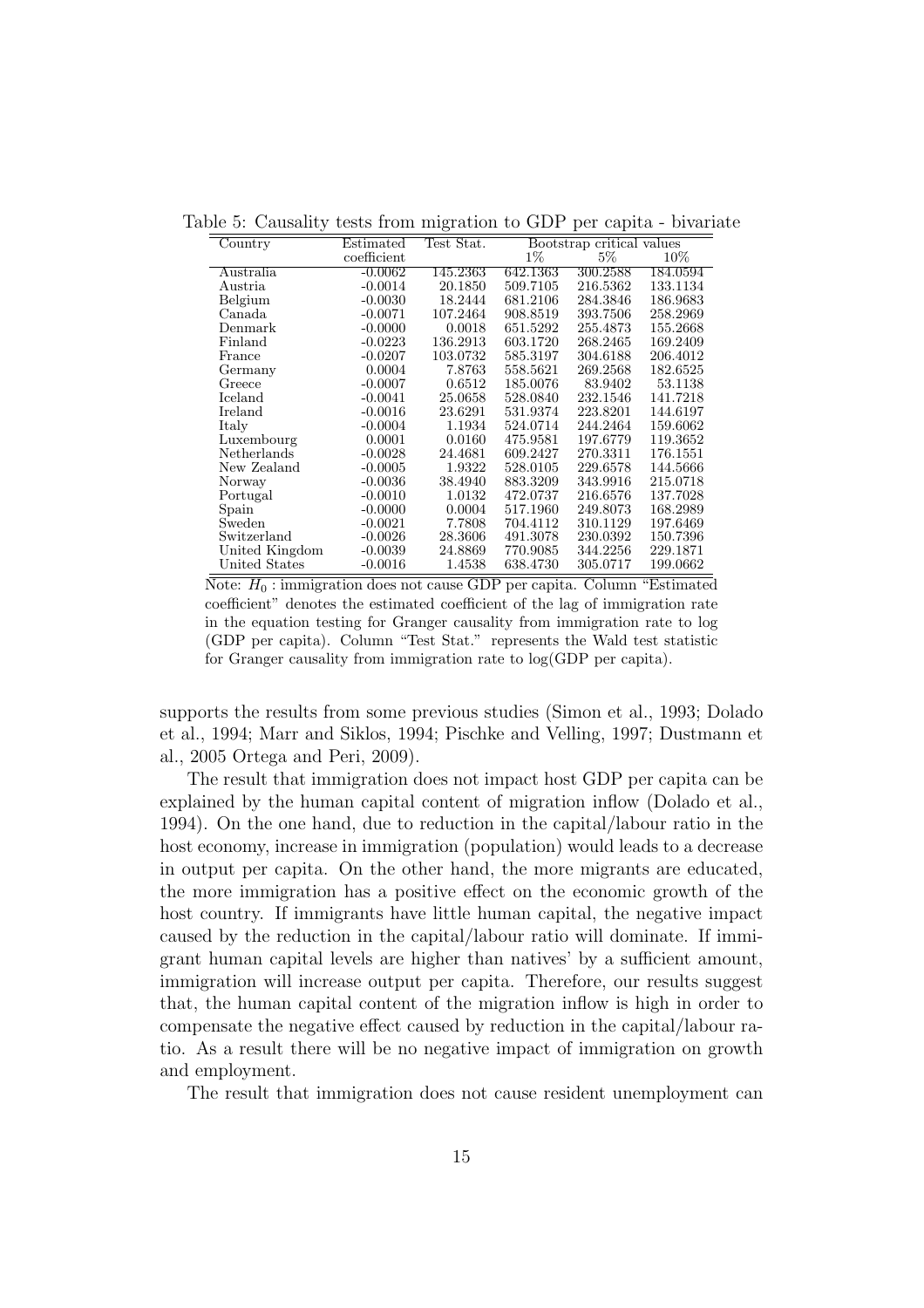Table 5: Causality tests from migration to GDP per capita - bivariate

| Country | Estimated coefficient | Test Stat. | Bootstrap critical values | | |
|---|---|---|---|---|---|
| | | | 1% | 5% | 10% |
| Australia | -0.0062 | 145.2363 | 642.1363 | 300.2588 | 184.0594 |
| Austria | -0.0014 | 20.1850 | 509.7105 | 216.5362 | 133.1134 |
| Belgium | -0.0030 | 18.2444 | 681.2106 | 284.3846 | 186.9683 |
| Canada | -0.0071 | 107.2464 | 908.8519 | 393.7506 | 258.2969 |
| Denmark | -0.0000 | 0.0018 | 651.5292 | 255.4873 | 155.2668 |
| Finland | -0.0223 | 136.2913 | 603.1720 | 268.2465 | 169.2409 |
| France | -0.0207 | 103.0732 | 585.3197 | 304.6188 | 206.4012 |
| Germany | 0.0004 | 7.8763 | 558.5621 | 269.2568 | 182.6525 |
| Greece | -0.0007 | 0.6512 | 185.0076 | 83.9402 | 53.1138 |
| Iceland | -0.0041 | 25.0658 | 528.0840 | 232.1546 | 141.7218 |
| Ireland | -0.0016 | 23.6291 | 531.9374 | 223.8201 | 144.6197 |
| Italy | -0.0004 | 1.1934 | 524.0714 | 244.2464 | 159.6062 |
| Luxembourg | 0.0001 | 0.0160 | 475.9581 | 197.6779 | 119.3652 |
| Netherlands | -0.0028 | 24.4681 | 609.2427 | 270.3311 | 176.1551 |
| New Zealand | -0.0005 | 1.9322 | 528.0105 | 229.6578 | 144.5666 |
| Norway | -0.0036 | 38.4940 | 883.3209 | 343.9916 | 215.0718 |
| Portugal | -0.0010 | 1.0132 | 472.0737 | 216.6576 | 137.7028 |
| Spain | -0.0000 | 0.0004 | 517.1960 | 249.8073 | 168.2989 |
| Sweden | -0.0021 | 7.7808 | 704.4112 | 310.1129 | 197.6469 |
| Switzerland | -0.0026 | 28.3606 | 491.3078 | 230.0392 | 150.7396 |
| United Kingdom | -0.0039 | 24.8869 | 770.9085 | 344.2256 | 229.1871 |
| United States | -0.0016 | 1.4538 | 638.4730 | 305.0717 | 199.0662 |

Note: $H_0$ : immigration does not cause GDP per capita. Column "Estimated coefficient" denotes the estimated coefficient of the lag of immigration rate in the equation testing for Granger causality from immigration rate to log (GDP per capita). Column "Test Stat." represents the Wald test statistic for Granger causality from immigration rate to log(GDP per capita).

supports the results from some previous studies (Simon et al., 1993; Dolado et al., 1994; Marr and Siklos, 1994; Pischke and Velling, 1997; Dustmann et al., 2005 Ortega and Peri, 2009).

The result that immigration does not impact host GDP per capita can be explained by the human capital content of migration inflow (Dolado et al., 1994). On the one hand, due to reduction in the capital/labour ratio in the host economy, increase in immigration (population) would leads to a decrease in output per capita. On the other hand, the more migrants are educated, the more immigration has a positive effect on the economic growth of the host country. If immigrants have little human capital, the negative impact caused by the reduction in the capital/labour ratio will dominate. If immigrant human capital levels are higher than natives' by a sufficient amount, immigration will increase output per capita. Therefore, our results suggest that, the human capital content of the migration inflow is high in order to compensate the negative effect caused by reduction in the capital/labour ratio. As a result there will be no negative impact of immigration on growth and employment.

The result that immigration does not cause resident unemployment can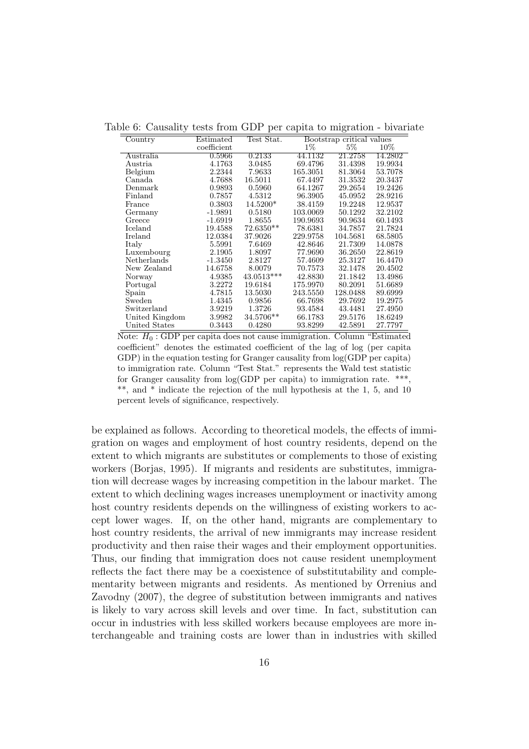Table 6: Causality tests from GDP per capita to migration - bivariate

| Country | Estimated coefficient | Test Stat. | Bootstrap critical values | | |
|---|---|---|---|---|---|
| | | | 1% | 5% | 10% |
| Australia | 0.5966 | 0.2133 | 44.1132 | 21.2758 | 14.2802 |
| Austria | 4.1763 | 3.0485 | 69.4796 | 31.4398 | 19.9934 |
| Belgium | 2.2344 | 7.9633 | 165.3051 | 81.3064 | 53.7078 |
| Canada | 4.7688 | 16.5011 | 67.4497 | 31.3532 | 20.3437 |
| Denmark | 0.9893 | 0.5960 | 64.1267 | 29.2654 | 19.2426 |
| Finland | 0.7857 | 4.5312 | 96.3905 | 45.0952 | 28.9216 |
| France | 0.3803 | 14.5200* | 38.4159 | 19.2248 | 12.9537 |
| Germany | -1.9891 | 0.5180 | 103.0069 | 50.1292 | 32.2102 |
| Greece | -1.6919 | 1.8655 | 190.9693 | 90.9634 | 60.1493 |
| Iceland | 19.4588 | 72.6350** | 78.6381 | 34.7857 | 21.7824 |
| Ireland | 12.0384 | 37.9026 | 229.9758 | 104.5681 | 68.5805 |
| Italy | 5.5991 | 7.6469 | 42.8646 | 21.7309 | 14.0878 |
| Luxembourg | 2.1905 | 1.8097 | 77.9690 | 36.2650 | 22.8619 |
| Netherlands | -1.3450 | 2.8127 | 57.4609 | 25.3127 | 16.4470 |
| New Zealand | 14.6758 | 8.0079 | 70.7573 | 32.1478 | 20.4502 |
| Norway | 4.9385 | 43.0513*** | 42.8830 | 21.1842 | 13.4986 |
| Portugal | 3.2272 | 19.6184 | 175.9970 | 80.2091 | 51.6689 |
| Spain | 4.7815 | 13.5030 | 243.5550 | 128.0488 | 89.6999 |
| Sweden | 1.4345 | 0.9856 | 66.7698 | 29.7692 | 19.2975 |
| Switzerland | 3.9219 | 1.3726 | 93.4584 | 43.4481 | 27.4950 |
| United Kingdom | 3.9982 | 34.5706** | 66.1783 | 29.5176 | 18.6249 |
| United States | 0.3443 | 0.4280 | 93.8299 | 42.5891 | 27.7797 |

Note: $H_0$ : GDP per capita does not cause immigration. Column "Estimated coefficient" denotes the estimated coefficient of the lag of log (per capita GDP) in the equation testing for Granger causality from log(GDP per capita) to immigration rate. Column "Test Stat." represents the Wald test statistic for Granger causality from log(GDP per capita) to immigration rate. ***, **, and * indicate the rejection of the null hypothesis at the 1, 5, and 10 percent levels of significance, respectively.

be explained as follows. According to theoretical models, the effects of immigration on wages and employment of host country residents, depend on the extent to which migrants are substitutes or complements to those of existing workers (Borjas, 1995). If migrants and residents are substitutes, immigration will decrease wages by increasing competition in the labour market. The extent to which declining wages increases unemployment or inactivity among host country residents depends on the willingness of existing workers to accept lower wages. If, on the other hand, migrants are complementary to host country residents, the arrival of new immigrants may increase resident productivity and then raise their wages and their employment opportunities. Thus, our finding that immigration does not cause resident unemployment reflects the fact there may be a coexistence of substitutability and complementarity between migrants and residents. As mentioned by Orrenius and Zavodny (2007), the degree of substitution between immigrants and natives is likely to vary across skill levels and over time. In fact, substitution can occur in industries with less skilled workers because employees are more interchangeable and training costs are lower than in industries with skilled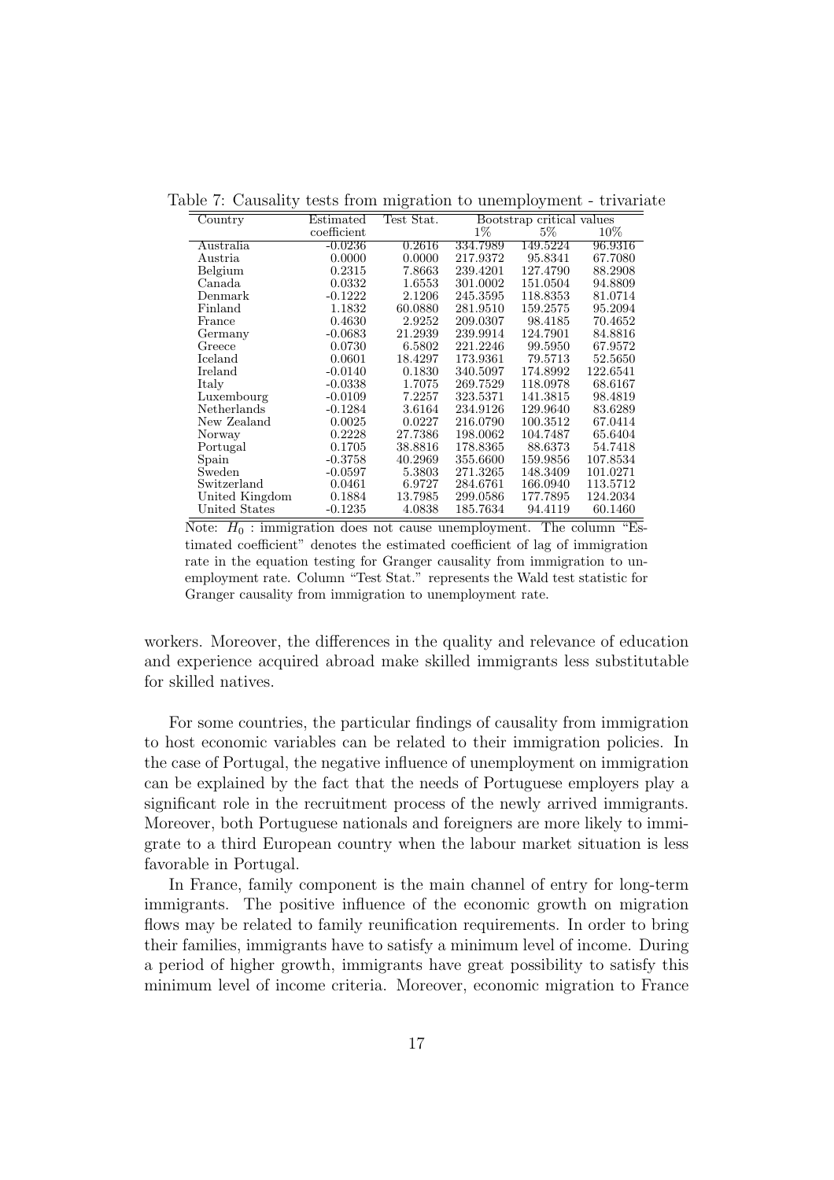Table 7: Causality tests from migration to unemployment - trivariate

| Country | Estimated coefficient | Test Stat. | Bootstrap critical values | | |
|---|---|---|---|---|---|
| | | | 1% | 5% | 10% |
| Australia | -0.0236 | 0.2616 | 334.7989 | 149.5224 | 96.9316 |
| Austria | 0.0000 | 0.0000 | 217.9372 | 95.8341 | 67.7080 |
| Belgium | 0.2315 | 7.8663 | 239.4201 | 127.4790 | 88.2908 |
| Canada | 0.0332 | 1.6553 | 301.0002 | 151.0504 | 94.8809 |
| Denmark | -0.1222 | 2.1206 | 245.3595 | 118.8353 | 81.0714 |
| Finland | 1.1832 | 60.0880 | 281.9510 | 159.2575 | 95.2094 |
| France | 0.4630 | 2.9252 | 209.0307 | 98.4185 | 70.4652 |
| Germany | -0.0683 | 21.2939 | 239.9914 | 124.7901 | 84.8816 |
| Greece | 0.0730 | 6.5802 | 221.2246 | 99.5950 | 67.9572 |
| Iceland | 0.0601 | 18.4297 | 173.9361 | 79.5713 | 52.5650 |
| Ireland | -0.0140 | 0.1830 | 340.5097 | 174.8992 | 122.6541 |
| Italy | -0.0338 | 1.7075 | 269.7529 | 118.0978 | 68.6167 |
| Luxembourg | -0.0109 | 7.2257 | 323.5371 | 141.3815 | 98.4819 |
| Netherlands | -0.1284 | 3.6164 | 234.9126 | 129.9640 | 83.6289 |
| New Zealand | 0.0025 | 0.0227 | 216.0790 | 100.3512 | 67.0414 |
| Norway | 0.2228 | 27.7386 | 198.0062 | 104.7487 | 65.6404 |
| Portugal | 0.1705 | 38.8816 | 178.8365 | 88.6373 | 54.7418 |
| Spain | -0.3758 | 40.2969 | 355.6600 | 159.9856 | 107.8534 |
| Sweden | -0.0597 | 5.3803 | 271.3265 | 148.3409 | 101.0271 |
| Switzerland | 0.0461 | 6.9727 | 284.6761 | 166.0940 | 113.5712 |
| United Kingdom | 0.1884 | 13.7985 | 299.0586 | 177.7895 | 124.2034 |
| United States | -0.1235 | 4.0838 | 185.7634 | 94.4119 | 60.1460 |

Note: $H_0$ : immigration does not cause unemployment. The column "Estimated coefficient" denotes the estimated coefficient of lag of immigration rate in the equation testing for Granger causality from immigration to unemployment rate. Column "Test Stat." represents the Wald test statistic for Granger causality from immigration to unemployment rate.

workers. Moreover, the differences in the quality and relevance of education and experience acquired abroad make skilled immigrants less substitutable for skilled natives.

For some countries, the particular findings of causality from immigration to host economic variables can be related to their immigration policies. In the case of Portugal, the negative influence of unemployment on immigration can be explained by the fact that the needs of Portuguese employers play a significant role in the recruitment process of the newly arrived immigrants. Moreover, both Portuguese nationals and foreigners are more likely to immigrate to a third European country when the labour market situation is less favorable in Portugal.

In France, family component is the main channel of entry for long-term immigrants. The positive influence of the economic growth on migration flows may be related to family reunification requirements. In order to bring their families, immigrants have to satisfy a minimum level of income. During a period of higher growth, immigrants have great possibility to satisfy this minimum level of income criteria. Moreover, economic migration to France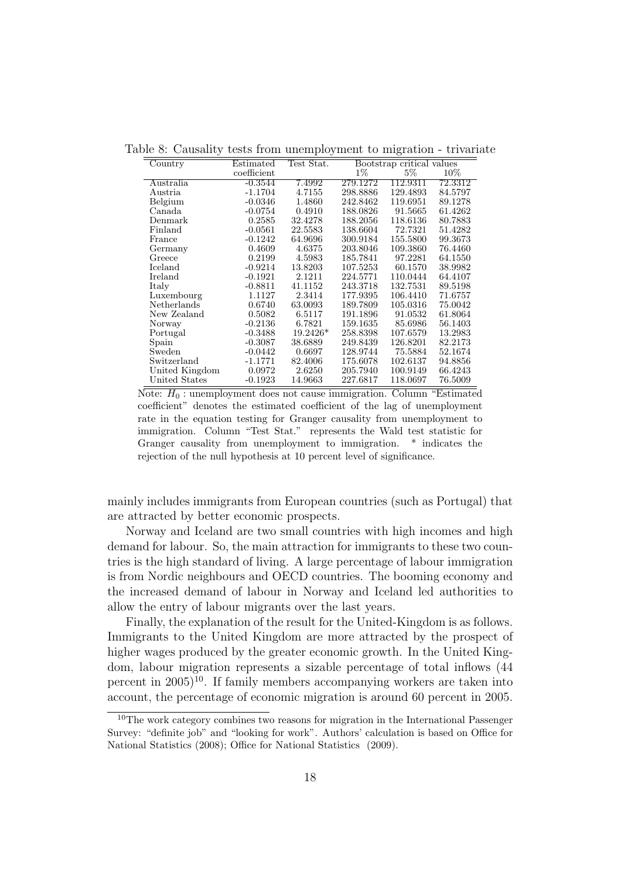Table 8: Causality tests from unemployment to migration - trivariate

| Country | Estimated coefficient | Test Stat. | Bootstrap critical values | | |
|---|---|---|---|---|---|
| | | | 1% | 5% | 10% |
| Australia | -0.3544 | 7.4992 | 279.1272 | 112.9311 | 72.3312 |
| Austria | -1.1704 | 4.7155 | 298.8886 | 129.4893 | 84.5797 |
| Belgium | -0.0346 | 1.4860 | 242.8462 | 119.6951 | 89.1278 |
| Canada | -0.0754 | 0.4910 | 188.0826 | 91.5665 | 61.4262 |
| Denmark | 0.2585 | 32.4278 | 188.2056 | 118.6136 | 80.7883 |
| Finland | -0.0561 | 22.5583 | 138.6604 | 72.7321 | 51.4282 |
| France | -0.1242 | 64.9696 | 300.9184 | 155.5800 | 99.3673 |
| Germany | 0.4609 | 4.6375 | 203.8046 | 109.3860 | 76.4460 |
| Greece | 0.2199 | 4.5983 | 185.7841 | 97.2281 | 64.1550 |
| Iceland | -0.9214 | 13.8203 | 107.5253 | 60.1570 | 38.9982 |
| Ireland | -0.1921 | 2.1211 | 224.5771 | 110.0444 | 64.4107 |
| Italy | -0.8811 | 41.1152 | 243.3718 | 132.7531 | 89.5198 |
| Luxembourg | 1.1127 | 2.3414 | 177.9395 | 106.4410 | 71.6757 |
| Netherlands | 0.6740 | 63.0093 | 189.7809 | 105.0316 | 75.0042 |
| New Zealand | 0.5082 | 6.5117 | 191.1896 | 91.0532 | 61.8064 |
| Norway | -0.2136 | 6.7821 | 159.1635 | 85.6986 | 56.1403 |
| Portugal | -0.3488 | 19.2426* | 258.8398 | 107.6579 | 13.2983 |
| Spain | -0.3087 | 38.6889 | 249.8439 | 126.8201 | 82.2173 |
| Sweden | -0.0442 | 0.6697 | 128.9744 | 75.5884 | 52.1674 |
| Switzerland | -1.1771 | 82.4006 | 175.6078 | 102.6137 | 94.8856 |
| United Kingdom | 0.0972 | 2.6250 | 205.7940 | 100.9149 | 66.4243 |
| United States | -0.1923 | 14.9663 | 227.6817 | 118.0697 | 76.5009 |

Note: $H_0$ : unemployment does not cause immigration. Column "Estimated coefficient" denotes the estimated coefficient of the lag of unemployment rate in the equation testing for Granger causality from unemployment to immigration. Column "Test Stat." represents the Wald test statistic for Granger causality from unemployment to immigration. * indicates the rejection of the null hypothesis at 10 percent level of significance.

mainly includes immigrants from European countries (such as Portugal) that are attracted by better economic prospects.

Norway and Iceland are two small countries with high incomes and high demand for labour. So, the main attraction for immigrants to these two countries is the high standard of living. A large percentage of labour immigration is from Nordic neighbours and OECD countries. The booming economy and the increased demand of labour in Norway and Iceland led authorities to allow the entry of labour migrants over the last years.

Finally, the explanation of the result for the United-Kingdom is as follows. Immigrants to the United Kingdom are more attracted by the prospect of higher wages produced by the greater economic growth. In the United Kingdom, labour migration represents a sizable percentage of total inflows (44 percent in 2005)[10]. If family members accompanying workers are taken into account, the percentage of economic migration is around 60 percent in 2005.

[10]The work category combines two reasons for migration in the International Passenger Survey: "definite job" and "looking for work". Authors' calculation is based on Office for National Statistics (2008); Office for National Statistics (2009).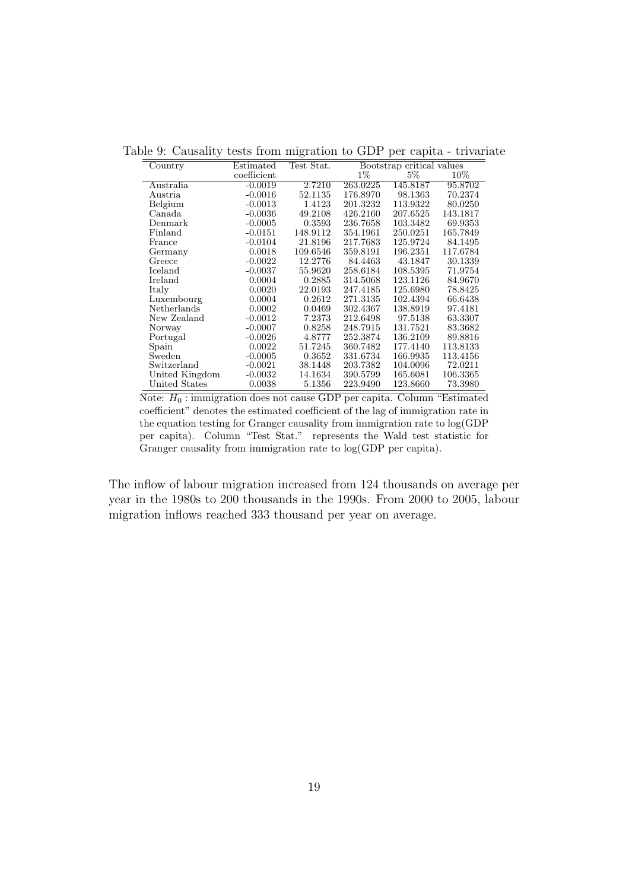Table 9: Causality tests from migration to GDP per capita - trivariate

| Country | Estimated coefficient | Test Stat. | Bootstrap critical values | | |
|---|---|---|---|---|---|
| | | | 1% | 5% | 10% |
| Australia | -0.0019 | 2.7210 | 263.0225 | 145.8187 | 95.8702 |
| Austria | -0.0016 | 52.1135 | 176.8970 | 98.1363 | 70.2374 |
| Belgium | -0.0013 | 1.4123 | 201.3232 | 113.9322 | 80.0250 |
| Canada | -0.0036 | 49.2108 | 426.2160 | 207.6525 | 143.1817 |
| Denmark | -0.0005 | 0.3593 | 236.7658 | 103.3482 | 69.9353 |
| Finland | -0.0151 | 148.9112 | 354.1961 | 250.0251 | 165.7849 |
| France | -0.0104 | 21.8196 | 217.7683 | 125.9724 | 84.1495 |
| Germany | 0.0018 | 109.6546 | 359.8191 | 196.2351 | 117.6784 |
| Greece | -0.0022 | 12.2776 | 84.4463 | 43.1847 | 30.1339 |
| Iceland | -0.0037 | 55.9620 | 258.6184 | 108.5395 | 71.9754 |
| Ireland | 0.0004 | 0.2885 | 314.5068 | 123.1126 | 84.9670 |
| Italy | 0.0020 | 22.0193 | 247.4185 | 125.6980 | 78.8425 |
| Luxembourg | 0.0004 | 0.2612 | 271.3135 | 102.4394 | 66.6438 |
| Netherlands | 0.0002 | 0.0469 | 302.4367 | 138.8919 | 97.4181 |
| New Zealand | -0.0012 | 7.2373 | 212.6498 | 97.5138 | 63.3307 |
| Norway | -0.0007 | 0.8258 | 248.7915 | 131.7521 | 83.3682 |
| Portugal | -0.0026 | 4.8777 | 252.3874 | 136.2109 | 89.8816 |
| Spain | 0.0022 | 51.7245 | 360.7482 | 177.4140 | 113.8133 |
| Sweden | -0.0005 | 0.3652 | 331.6734 | 166.9935 | 113.4156 |
| Switzerland | -0.0021 | 38.1448 | 203.7382 | 104.0096 | 72.0211 |
| United Kingdom | -0.0032 | 14.1634 | 390.5799 | 165.6081 | 106.3365 |
| United States | 0.0038 | 5.1356 | 223.9490 | 123.8660 | 73.3980 |

Note: $H_0$ : immigration does not cause GDP per capita. Column "Estimated coefficient" denotes the estimated coefficient of the lag of immigration rate in the equation testing for Granger causality from immigration rate to log(GDP per capita). Column "Test Stat." represents the Wald test statistic for Granger causality from immigration rate to log(GDP per capita).

The inflow of labour migration increased from 124 thousands on average per year in the 1980s to 200 thousands in the 1990s. From 2000 to 2005, labour migration inflows reached 333 thousand per year on average.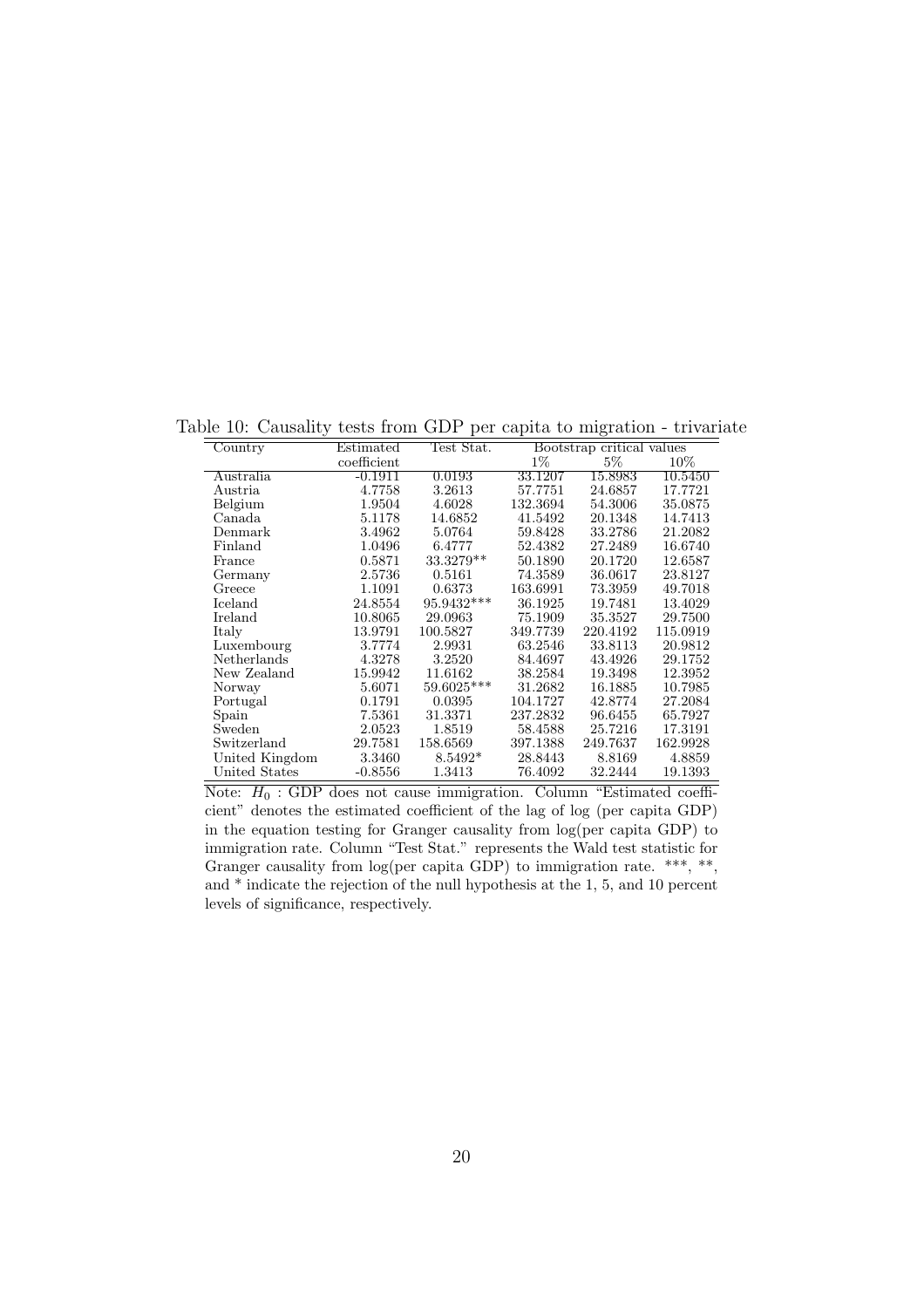Table 10: Causality tests from GDP per capita to migration - trivariate

| Country | Estimated coefficient | Test Stat. | Bootstrap critical values | | |
|---|---|---|---|---|---|
| | | | 1% | 5% | 10% |
| Australia | -0.1911 | 0.0193 | 33.1207 | 15.8983 | 10.5450 |
| Austria | 4.7758 | 3.2613 | 57.7751 | 24.6857 | 17.7721 |
| Belgium | 1.9504 | 4.6028 | 132.3694 | 54.3006 | 35.0875 |
| Canada | 5.1178 | 14.6852 | 41.5492 | 20.1348 | 14.7413 |
| Denmark | 3.4962 | 5.0764 | 59.8428 | 33.2786 | 21.2082 |
| Finland | 1.0496 | 6.4777 | 52.4382 | 27.2489 | 16.6740 |
| France | 0.5871 | 33.3279** | 50.1890 | 20.1720 | 12.6587 |
| Germany | 2.5736 | 0.5161 | 74.3589 | 36.0617 | 23.8127 |
| Greece | 1.1091 | 0.6373 | 163.6991 | 73.3959 | 49.7018 |
| Iceland | 24.8554 | 95.9432*** | 36.1925 | 19.7481 | 13.4029 |
| Ireland | 10.8065 | 29.0963 | 75.1909 | 35.3527 | 29.7500 |
| Italy | 13.9791 | 100.5827 | 349.7739 | 220.4192 | 115.0919 |
| Luxembourg | 3.7774 | 2.9931 | 63.2546 | 33.8113 | 20.9812 |
| Netherlands | 4.3278 | 3.2520 | 84.4697 | 43.4926 | 29.1752 |
| New Zealand | 15.9942 | 11.6162 | 38.2584 | 19.3498 | 12.3952 |
| Norway | 5.6071 | 59.6025*** | 31.2682 | 16.1885 | 10.7985 |
| Portugal | 0.1791 | 0.0395 | 104.1727 | 42.8774 | 27.2084 |
| Spain | 7.5361 | 31.3371 | 237.2832 | 96.6455 | 65.7927 |
| Sweden | 2.0523 | 1.8519 | 58.4588 | 25.7216 | 17.3191 |
| Switzerland | 29.7581 | 158.6569 | 397.1388 | 249.7637 | 162.9928 |
| United Kingdom | 3.3460 | 8.5492* | 28.8443 | 8.8169 | 4.8859 |
| United States | -0.8556 | 1.3413 | 76.4092 | 32.2444 | 19.1393 |

Note: $H_0$ : GDP does not cause immigration. Column "Estimated coefficient" denotes the estimated coefficient of the lag of log (per capita GDP) in the equation testing for Granger causality from log(per capita GDP) to immigration rate. Column "Test Stat." represents the Wald test statistic for Granger causality from log(per capita GDP) to immigration rate. ***, **, and * indicate the rejection of the null hypothesis at the 1, 5, and 10 percent levels of significance, respectively.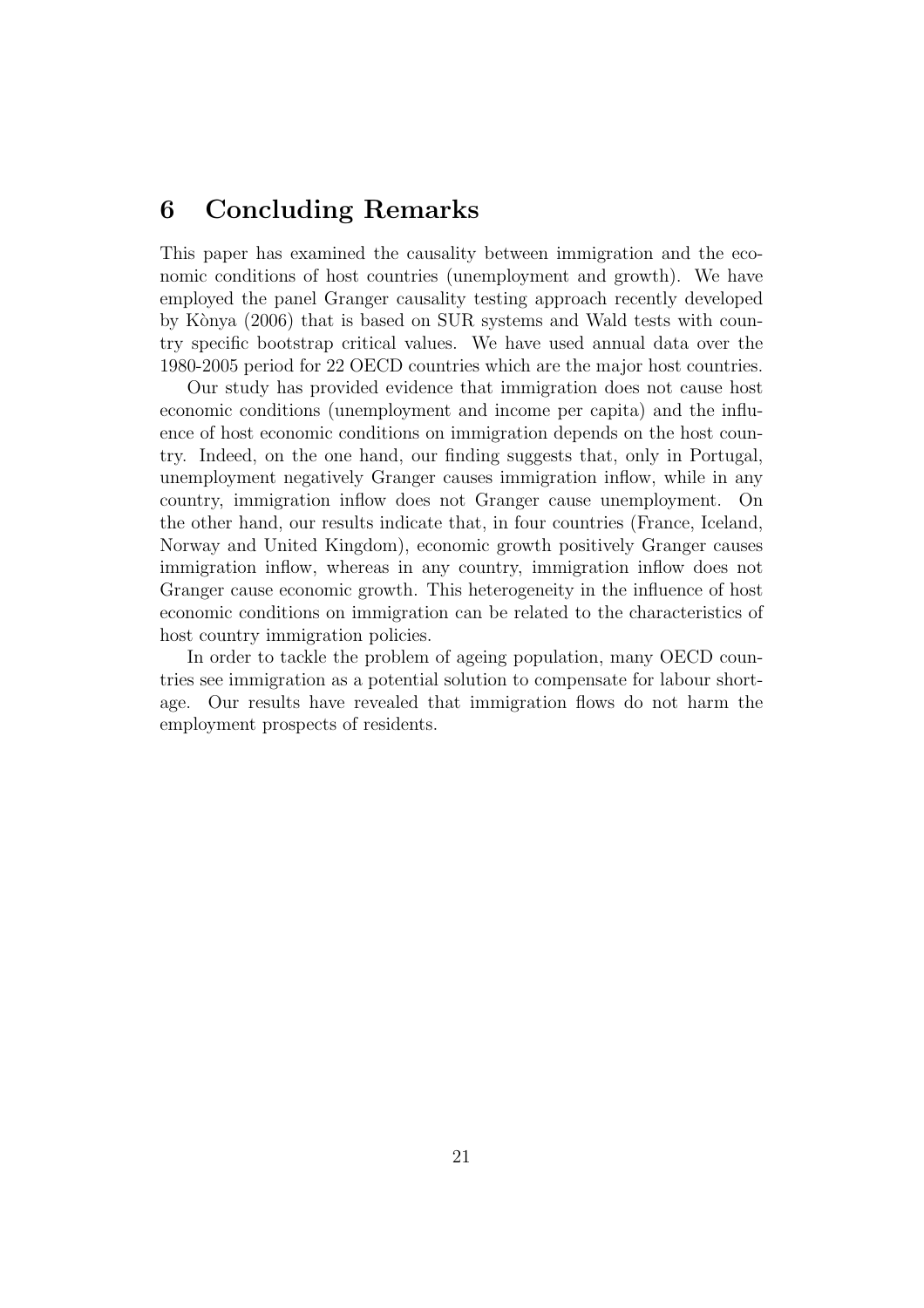# 6 Concluding Remarks

This paper has examined the causality between immigration and the economic conditions of host countries (unemployment and growth). We have employed the panel Granger causality testing approach recently developed by Kònya (2006) that is based on SUR systems and Wald tests with country specific bootstrap critical values. We have used annual data over the 1980-2005 period for 22 OECD countries which are the major host countries.

Our study has provided evidence that immigration does not cause host economic conditions (unemployment and income per capita) and the influence of host economic conditions on immigration depends on the host country. Indeed, on the one hand, our finding suggests that, only in Portugal, unemployment negatively Granger causes immigration inflow, while in any country, immigration inflow does not Granger cause unemployment. On the other hand, our results indicate that, in four countries (France, Iceland, Norway and United Kingdom), economic growth positively Granger causes immigration inflow, whereas in any country, immigration inflow does not Granger cause economic growth. This heterogeneity in the influence of host economic conditions on immigration can be related to the characteristics of host country immigration policies.

In order to tackle the problem of ageing population, many OECD countries see immigration as a potential solution to compensate for labour shortage. Our results have revealed that immigration flows do not harm the employment prospects of residents.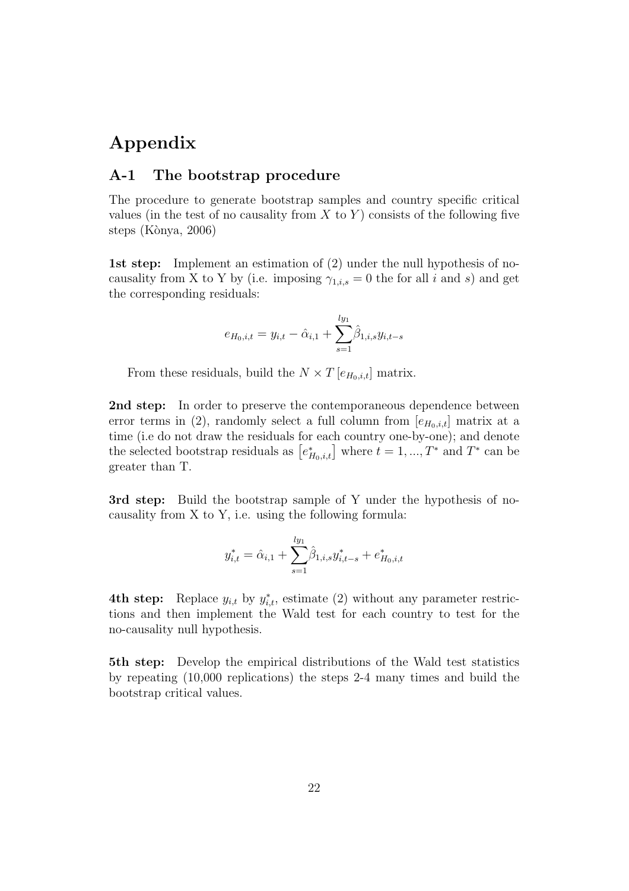# Appendix

## A-1 The bootstrap procedure

The procedure to generate bootstrap samples and country specific critical values (in the test of no causality from $X$ to $Y$) consists of the following five steps (Kònya, 2006)

**1st step:** Implement an estimation of (2) under the null hypothesis of no-causality from X to Y by (i.e. imposing $\gamma_{1,i,s} = 0$ the for all $i$ and $s$) and get the corresponding residuals:

$$e_{H_0,i,t} = y_{i,t} - \hat{\alpha}_{i,1} + \sum_{s=1}^{ly_1} \hat{\beta}_{1,i,s} y_{i,t-s}$$

From these residuals, build the $N \times T \left[e_{H_0,i,t}\right]$ matrix.

**2nd step:** In order to preserve the contemporaneous dependence between error terms in (2), randomly select a full column from $\left[e_{H_0,i,t}\right]$ matrix at a time (i.e do not draw the residuals for each country one-by-one); and denote the selected bootstrap residuals as $\left[e^*_{H_0,i,t}\right]$ where $t = 1, ..., T^*$ and $T^*$ can be greater than T.

**3rd step:** Build the bootstrap sample of Y under the hypothesis of no-causality from X to Y, i.e. using the following formula:

$$y^*_{i,t} = \hat{\alpha}_{i,1} + \sum_{s=1}^{ly_1} \hat{\beta}_{1,i,s} y^*_{i,t-s} + e^*_{H_0,i,t}$$

**4th step:** Replace $y_{i,t}$ by $y^*_{i,t}$, estimate (2) without any parameter restrictions and then implement the Wald test for each country to test for the no-causality null hypothesis.

**5th step:** Develop the empirical distributions of the Wald test statistics by repeating (10,000 replications) the steps 2-4 many times and build the bootstrap critical values.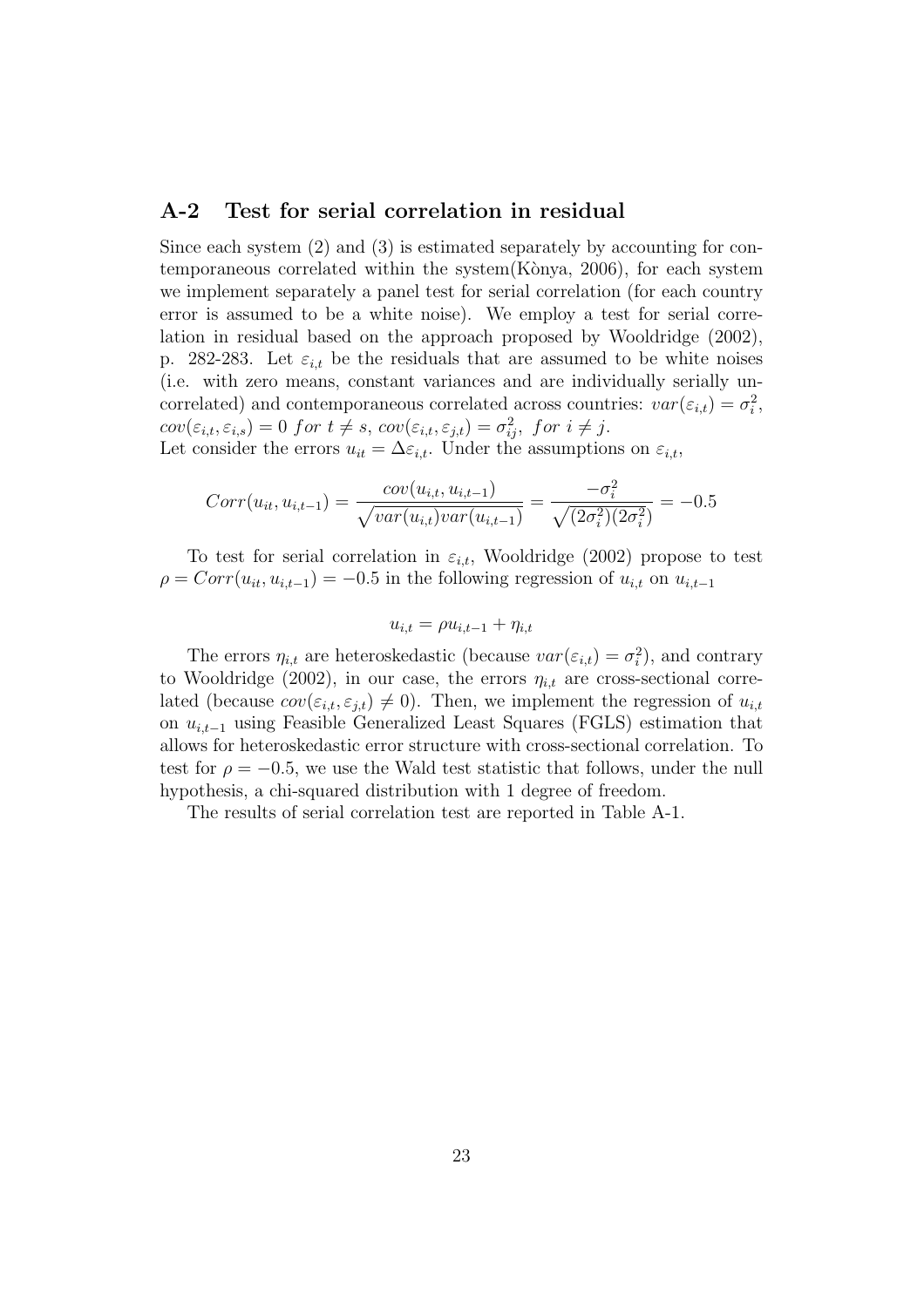## A-2 Test for serial correlation in residual

Since each system (2) and (3) is estimated separately by accounting for contemporaneous correlated within the system(Kònya, 2006), for each system we implement separately a panel test for serial correlation (for each country error is assumed to be a white noise). We employ a test for serial correlation in residual based on the approach proposed by Wooldridge (2002), p. 282-283. Let $\varepsilon_{i,t}$ be the residuals that are assumed to be white noises (i.e. with zero means, constant variances and are individually serially uncorrelated) and contemporaneous correlated across countries: $var(\varepsilon_{i,t}) = \sigma_i^2$, $cov(\varepsilon_{i,t}, \varepsilon_{i,s}) = 0 \; for \; t \neq s$, $cov(\varepsilon_{i,t}, \varepsilon_{j,t}) = \sigma_{ij}^2, \; for \; i \neq j$.
Let consider the errors $u_{it} = \Delta\varepsilon_{i,t}$. Under the assumptions on $\varepsilon_{i,t}$,

$$Corr(u_{it}, u_{i,t-1}) = \frac{cov(u_{i,t}, u_{i,t-1})}{\sqrt{var(u_{i,t})var(u_{i,t-1})}} = \frac{-\sigma_i^2}{\sqrt{(2\sigma_i^2)(2\sigma_i^2)}} = -0.5$$

To test for serial correlation in $\varepsilon_{i,t}$, Wooldridge (2002) propose to test $\rho = Corr(u_{it}, u_{i,t-1}) = -0.5$ in the following regression of $u_{i,t}$ on $u_{i,t-1}$

$$u_{i,t} = \rho u_{i,t-1} + \eta_{i,t}$$

The errors $\eta_{i,t}$ are heteroskedastic (because $var(\varepsilon_{i,t}) = \sigma_i^2$), and contrary to Wooldridge (2002), in our case, the errors $\eta_{i,t}$ are cross-sectional correlated (because $cov(\varepsilon_{i,t}, \varepsilon_{j,t}) \neq 0$). Then, we implement the regression of $u_{i,t}$ on $u_{i,t-1}$ using Feasible Generalized Least Squares (FGLS) estimation that allows for heteroskedastic error structure with cross-sectional correlation. To test for $\rho = -0.5$, we use the Wald test statistic that follows, under the null hypothesis, a chi-squared distribution with 1 degree of freedom.

The results of serial correlation test are reported in Table A-1.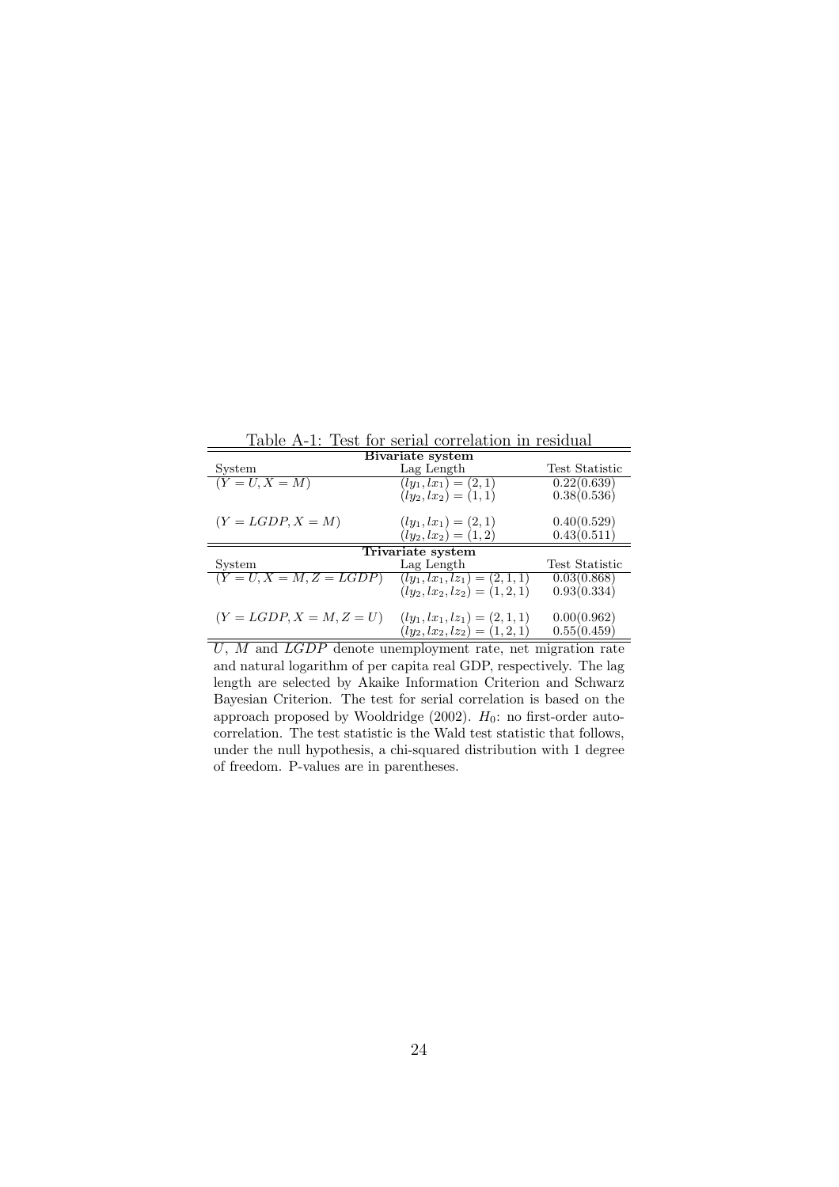Table A-1: Test for serial correlation in residual

| **Bivariate system** | | |
|---|---|---|
| System | Lag Length | Test Statistic |
| $(Y = U, X = M)$ | $(ly_1, lx_1) = (2, 1)$ | 0.22(0.639) |
| | $(ly_2, lx_2) = (1, 1)$ | 0.38(0.536) |
| $(Y = LGDP, X = M)$ | $(ly_1, lx_1) = (2, 1)$ | 0.40(0.529) |
| | $(ly_2, lx_2) = (1, 2)$ | 0.43(0.511) |
| **Trivariate system** | | |
| System | Lag Length | Test Statistic |
| $(Y = U, X = M, Z = LGDP)$ | $(ly_1, lx_1, lz_1) = (2, 1, 1)$ | 0.03(0.868) |
| | $(ly_2, lx_2, lz_2) = (1, 2, 1)$ | 0.93(0.334) |
| $(Y = LGDP, X = M, Z = U)$ | $(ly_1, lx_1, lz_1) = (2, 1, 1)$ | 0.00(0.962) |
| | $(ly_2, lx_2, lz_2) = (1, 2, 1)$ | 0.55(0.459) |

$U$, $M$ and $LGDP$ denote unemployment rate, net migration rate and natural logarithm of per capita real GDP, respectively. The lag length are selected by Akaike Information Criterion and Schwarz Bayesian Criterion. The test for serial correlation is based on the approach proposed by Wooldridge (2002). $H_0$: no first-order autocorrelation. The test statistic is the Wald test statistic that follows, under the null hypothesis, a chi-squared distribution with 1 degree of freedom. P-values are in parentheses.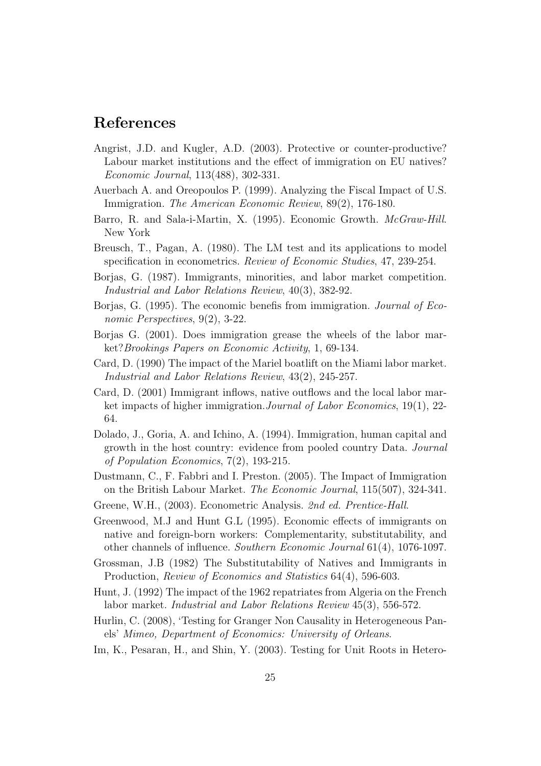## References

Angrist, J.D. and Kugler, A.D. (2003). Protective or counter-productive? Labour market institutions and the effect of immigration on EU natives? *Economic Journal*, 113(488), 302-331.

Auerbach A. and Oreopoulos P. (1999). Analyzing the Fiscal Impact of U.S. Immigration. *The American Economic Review*, 89(2), 176-180.

Barro, R. and Sala-i-Martin, X. (1995). Economic Growth. *McGraw-Hill*. New York

Breusch, T., Pagan, A. (1980). The LM test and its applications to model specification in econometrics. *Review of Economic Studies*, 47, 239-254.

Borjas, G. (1987). Immigrants, minorities, and labor market competition. *Industrial and Labor Relations Review*, 40(3), 382-92.

Borjas, G. (1995). The economic benefis from immigration. *Journal of Economic Perspectives*, 9(2), 3-22.

Borjas G. (2001). Does immigration grease the wheels of the labor market?*Brookings Papers on Economic Activity*, 1, 69-134.

Card, D. (1990) The impact of the Mariel boatlift on the Miami labor market. *Industrial and Labor Relations Review*, 43(2), 245-257.

Card, D. (2001) Immigrant inflows, native outflows and the local labor market impacts of higher immigration.*Journal of Labor Economics*, 19(1), 22-64.

Dolado, J., Goria, A. and Ichino, A. (1994). Immigration, human capital and growth in the host country: evidence from pooled country Data. *Journal of Population Economics*, 7(2), 193-215.

Dustmann, C., F. Fabbri and I. Preston. (2005). The Impact of Immigration on the British Labour Market. *The Economic Journal*, 115(507), 324-341.

Greene, W.H., (2003). Econometric Analysis. *2nd ed. Prentice-Hall*.

Greenwood, M.J and Hunt G.L (1995). Economic effects of immigrants on native and foreign-born workers: Complementarity, substitutability, and other channels of influence. *Southern Economic Journal* 61(4), 1076-1097.

Grossman, J.B (1982) The Substitutability of Natives and Immigrants in Production, *Review of Economics and Statistics* 64(4), 596-603.

Hunt, J. (1992) The impact of the 1962 repatriates from Algeria on the French labor market. *Industrial and Labor Relations Review* 45(3), 556-572.

Hurlin, C. (2008), 'Testing for Granger Non Causality in Heterogeneous Panels' *Mimeo, Department of Economics: University of Orleans*.

Im, K., Pesaran, H., and Shin, Y. (2003). Testing for Unit Roots in Hetero-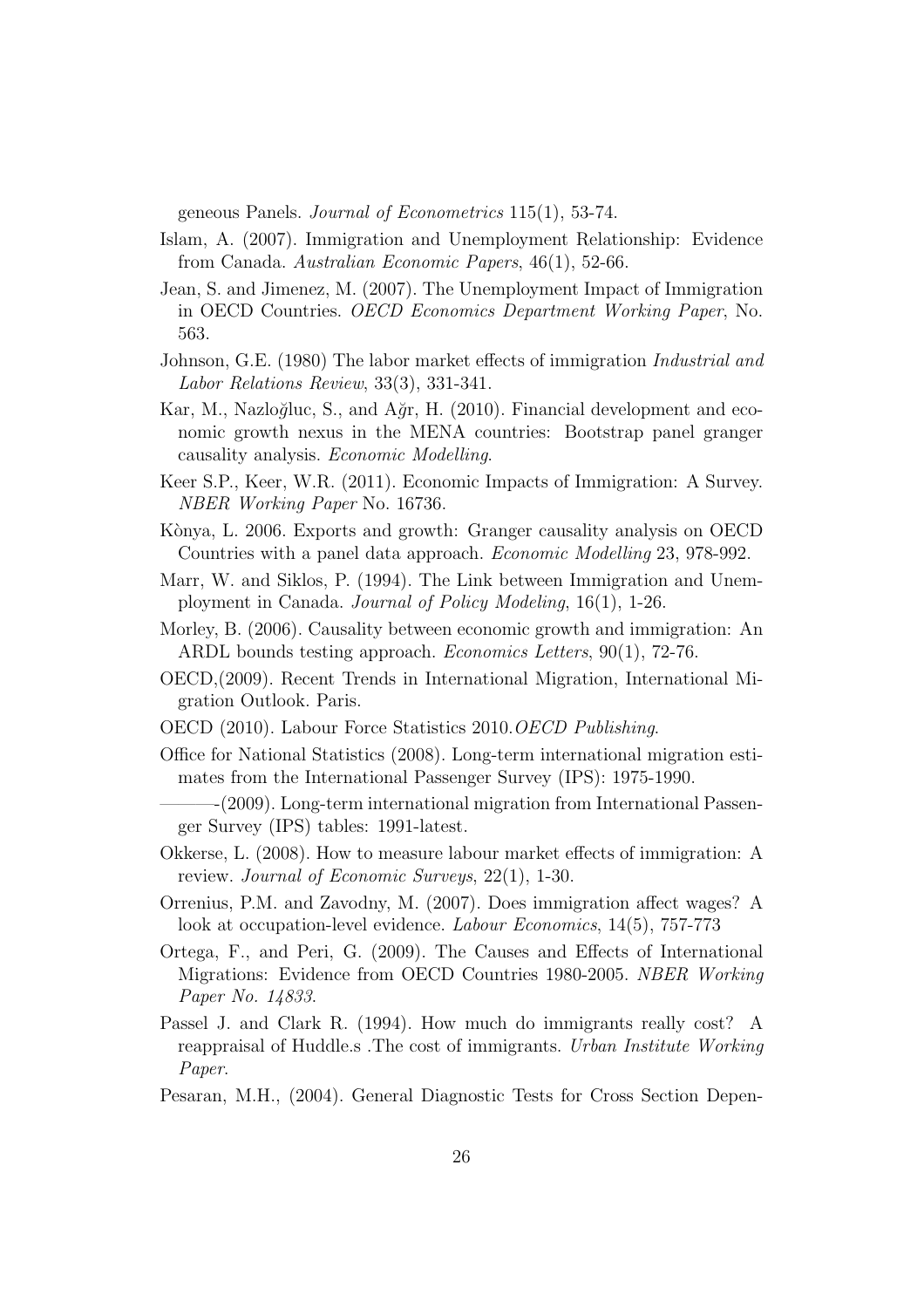geneous Panels. *Journal of Econometrics* 115(1), 53-74.

Islam, A. (2007). Immigration and Unemployment Relationship: Evidence from Canada. *Australian Economic Papers*, 46(1), 52-66.

Jean, S. and Jimenez, M. (2007). The Unemployment Impact of Immigration in OECD Countries. *OECD Economics Department Working Paper*, No. 563.

Johnson, G.E. (1980) The labor market effects of immigration *Industrial and Labor Relations Review*, 33(3), 331-341.

Kar, M., Nazloǧluc, S., and Aǧr, H. (2010). Financial development and economic growth nexus in the MENA countries: Bootstrap panel granger causality analysis. *Economic Modelling*.

Keer S.P., Keer, W.R. (2011). Economic Impacts of Immigration: A Survey. *NBER Working Paper* No. 16736.

Kònya, L. 2006. Exports and growth: Granger causality analysis on OECD Countries with a panel data approach. *Economic Modelling* 23, 978-992.

Marr, W. and Siklos, P. (1994). The Link between Immigration and Unemployment in Canada. *Journal of Policy Modeling*, 16(1), 1-26.

Morley, B. (2006). Causality between economic growth and immigration: An ARDL bounds testing approach. *Economics Letters*, 90(1), 72-76.

OECD,(2009). Recent Trends in International Migration, International Migration Outlook. Paris.

OECD (2010). Labour Force Statistics 2010.*OECD Publishing*.

Office for National Statistics (2008). Long-term international migration estimates from the International Passenger Survey (IPS): 1975-1990.

———-(2009). Long-term international migration from International Passenger Survey (IPS) tables: 1991-latest.

Okkerse, L. (2008). How to measure labour market effects of immigration: A review. *Journal of Economic Surveys*, 22(1), 1-30.

Orrenius, P.M. and Zavodny, M. (2007). Does immigration affect wages? A look at occupation-level evidence. *Labour Economics*, 14(5), 757-773

Ortega, F., and Peri, G. (2009). The Causes and Effects of International Migrations: Evidence from OECD Countries 1980-2005. *NBER Working Paper No. 14833*.

Passel J. and Clark R. (1994). How much do immigrants really cost? A reappraisal of Huddle.s .The cost of immigrants. *Urban Institute Working Paper.*

Pesaran, M.H., (2004). General Diagnostic Tests for Cross Section Depen-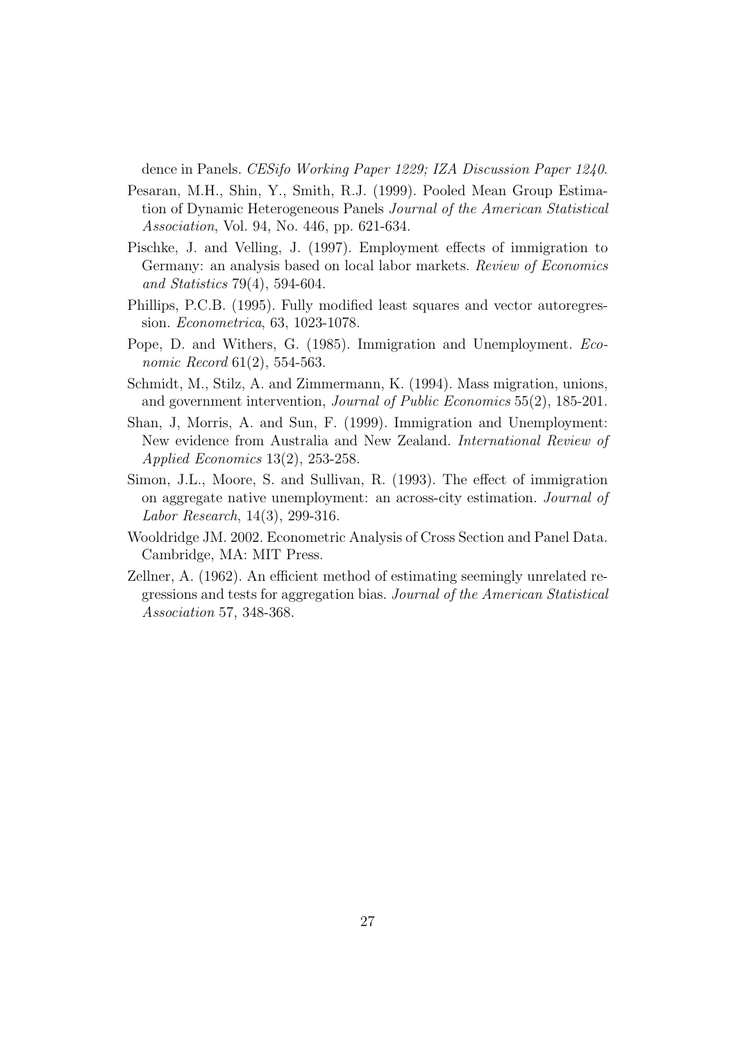dence in Panels. *CESifo Working Paper 1229; IZA Discussion Paper 1240*.

Pesaran, M.H., Shin, Y., Smith, R.J. (1999). Pooled Mean Group Estimation of Dynamic Heterogeneous Panels *Journal of the American Statistical Association*, Vol. 94, No. 446, pp. 621-634.

Pischke, J. and Velling, J. (1997). Employment effects of immigration to Germany: an analysis based on local labor markets. *Review of Economics and Statistics* 79(4), 594-604.

Phillips, P.C.B. (1995). Fully modified least squares and vector autoregression. *Econometrica*, 63, 1023-1078.

Pope, D. and Withers, G. (1985). Immigration and Unemployment. *Economic Record* 61(2), 554-563.

Schmidt, M., Stilz, A. and Zimmermann, K. (1994). Mass migration, unions, and government intervention, *Journal of Public Economics* 55(2), 185-201.

Shan, J, Morris, A. and Sun, F. (1999). Immigration and Unemployment: New evidence from Australia and New Zealand. *International Review of Applied Economics* 13(2), 253-258.

Simon, J.L., Moore, S. and Sullivan, R. (1993). The effect of immigration on aggregate native unemployment: an across-city estimation. *Journal of Labor Research*, 14(3), 299-316.

Wooldridge JM. 2002. Econometric Analysis of Cross Section and Panel Data. Cambridge, MA: MIT Press.

Zellner, A. (1962). An efficient method of estimating seemingly unrelated regressions and tests for aggregation bias. *Journal of the American Statistical Association* 57, 348-368.